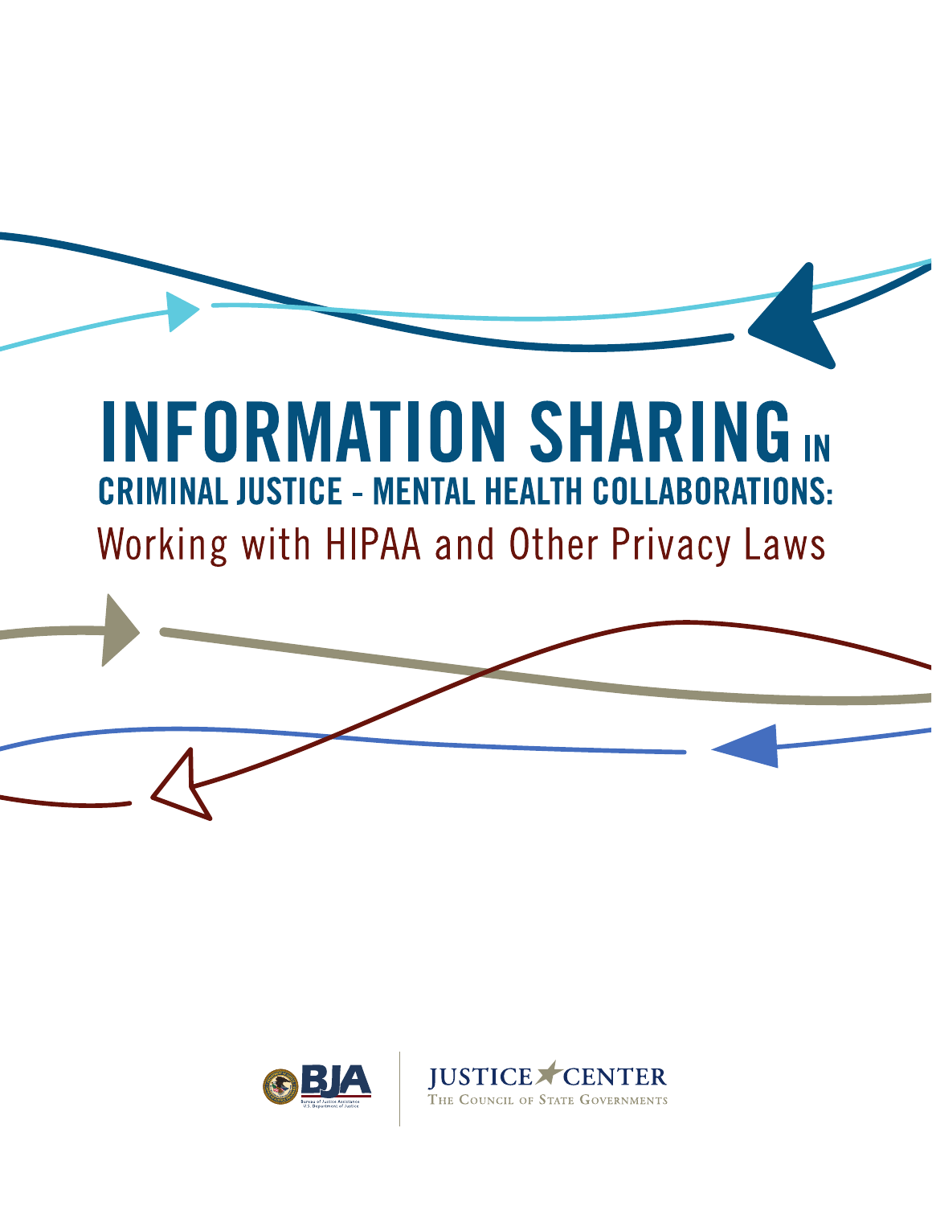# INFORMATION SHARING IN CRIMINAL JUSTICE – MENTAL HEALTH COLLABORATIONS:

## Working with HIPAA and Other Privacy Laws

BJA Bureau of Justice Assistance U.S. Department of Justice

JUSTICE CENTER The Council of State Governments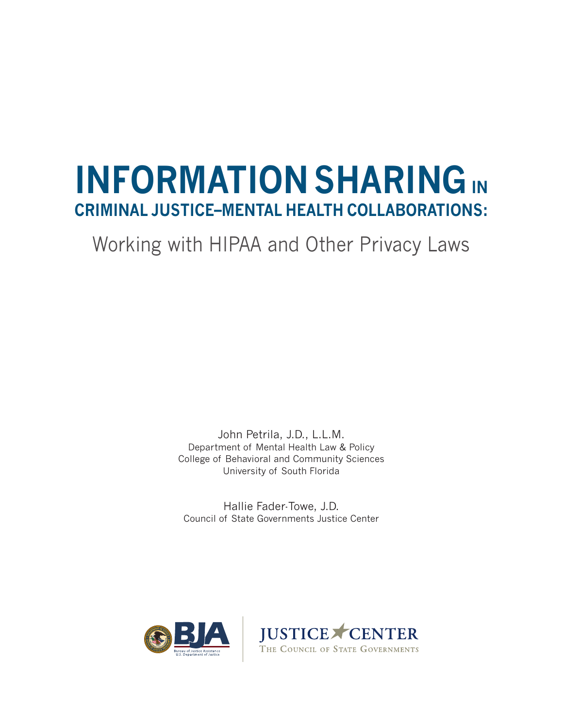# INFORMATION SHARING IN CRIMINAL JUSTICE–MENTAL HEALTH COLLABORATIONS:

## Working with HIPAA and Other Privacy Laws

John Petrila, J.D., L.L.M.
Department of Mental Health Law & Policy
College of Behavioral and Community Sciences
University of South Florida

Hallie Fader-Towe, J.D.
Council of State Governments Justice Center

BJA
Bureau of Justice Assistance
U.S. Department of Justice

JUSTICE CENTER
THE COUNCIL OF STATE GOVERNMENTS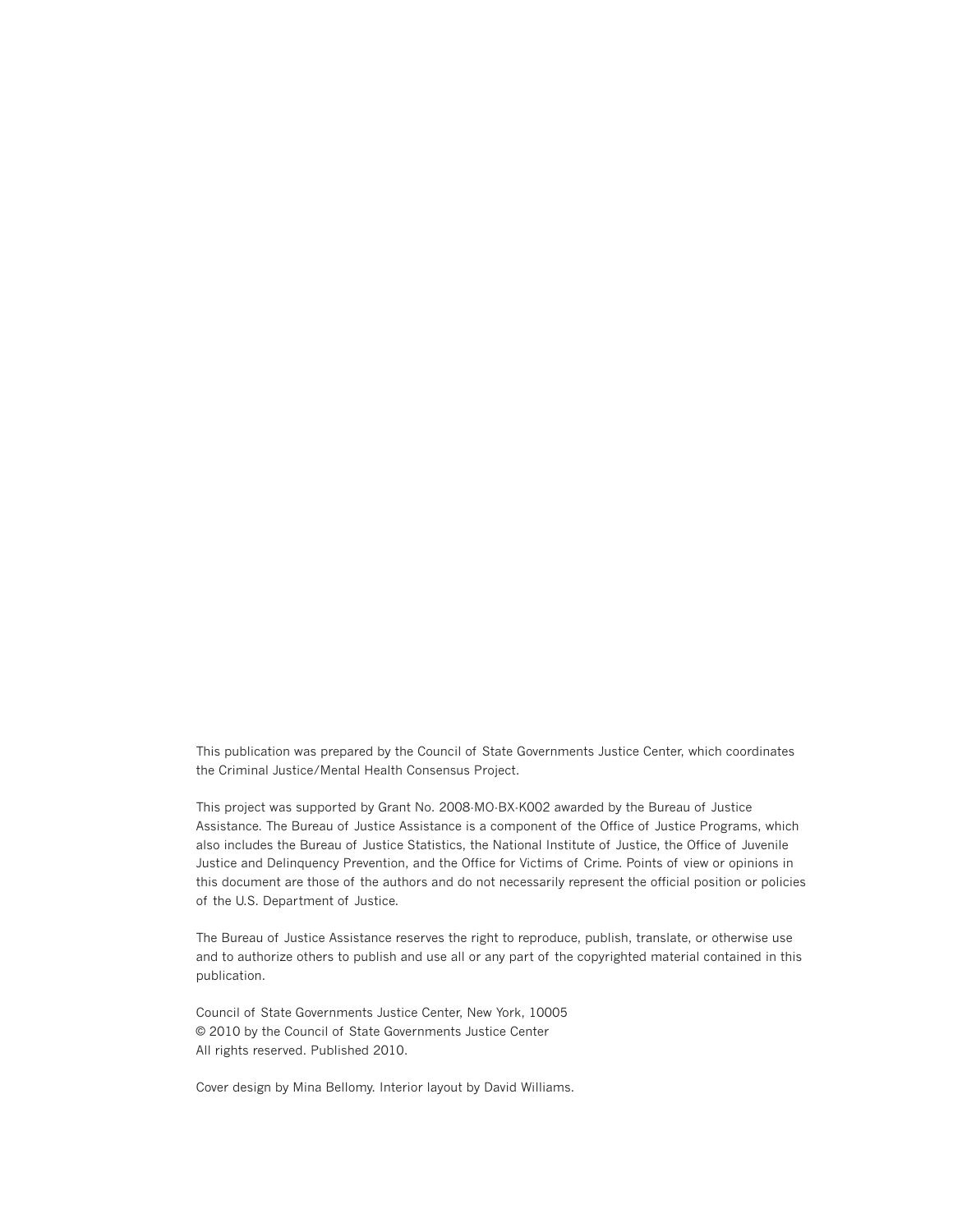This publication was prepared by the Council of State Governments Justice Center, which coordinates the Criminal Justice/Mental Health Consensus Project.

This project was supported by Grant No. 2008-MO-BX-K002 awarded by the Bureau of Justice Assistance. The Bureau of Justice Assistance is a component of the Office of Justice Programs, which also includes the Bureau of Justice Statistics, the National Institute of Justice, the Office of Juvenile Justice and Delinquency Prevention, and the Office for Victims of Crime. Points of view or opinions in this document are those of the authors and do not necessarily represent the official position or policies of the U.S. Department of Justice.

The Bureau of Justice Assistance reserves the right to reproduce, publish, translate, or otherwise use and to authorize others to publish and use all or any part of the copyrighted material contained in this publication.

Council of State Governments Justice Center, New York, 10005
© 2010 by the Council of State Governments Justice Center
All rights reserved. Published 2010.

Cover design by Mina Bellomy. Interior layout by David Williams.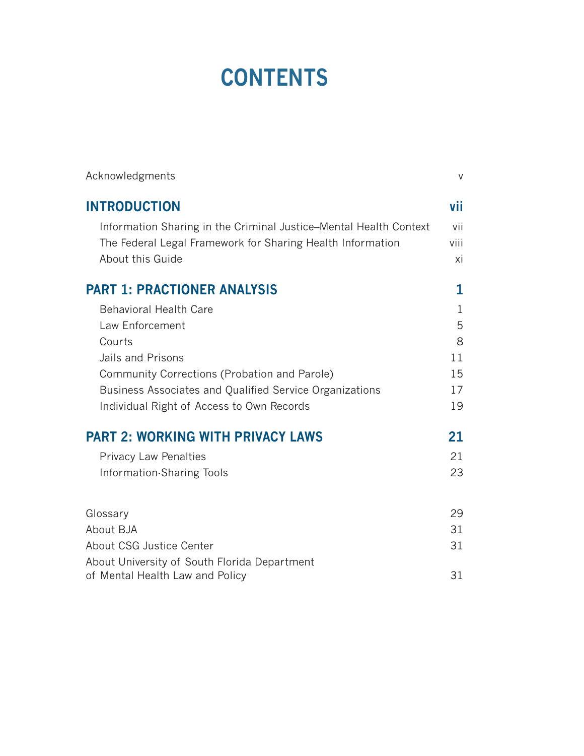# CONTENTS

| | |
|---|---|
| Acknowledgments | v |
| **INTRODUCTION** | **vii** |
| Information Sharing in the Criminal Justice–Mental Health Context | vii |
| The Federal Legal Framework for Sharing Health Information | viii |
| About this Guide | xi |
| **PART 1: PRACTIONER ANALYSIS** | **1** |
| Behavioral Health Care | 1 |
| Law Enforcement | 5 |
| Courts | 8 |
| Jails and Prisons | 11 |
| Community Corrections (Probation and Parole) | 15 |
| Business Associates and Qualified Service Organizations | 17 |
| Individual Right of Access to Own Records | 19 |
| **PART 2: WORKING WITH PRIVACY LAWS** | **21** |
| Privacy Law Penalties | 21 |
| Information-Sharing Tools | 23 |
| Glossary | 29 |
| About BJA | 31 |
| About CSG Justice Center | 31 |
| About University of South Florida Department of Mental Health Law and Policy | 31 |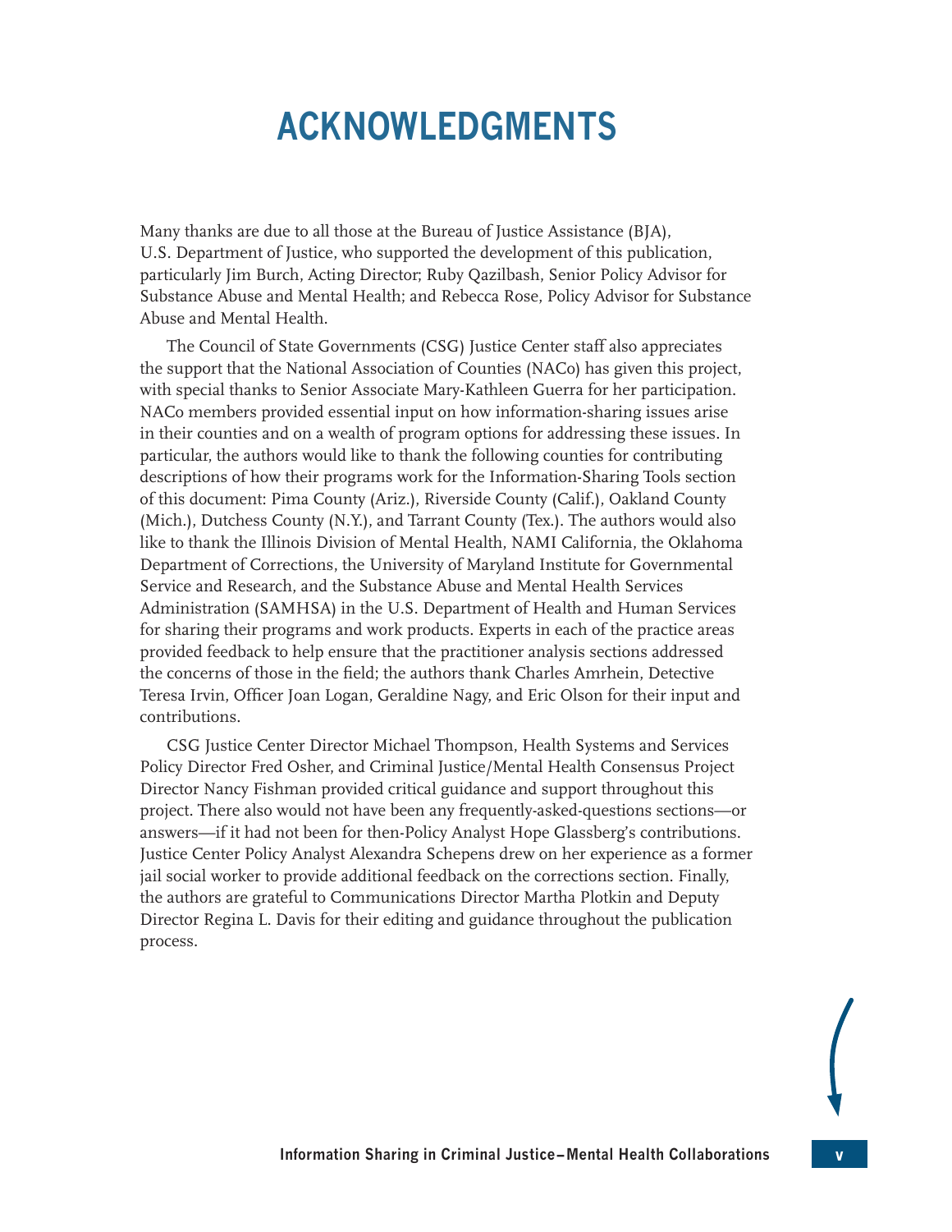# ACKNOWLEDGMENTS

Many thanks are due to all those at the Bureau of Justice Assistance (BJA), U.S. Department of Justice, who supported the development of this publication, particularly Jim Burch, Acting Director; Ruby Qazilbash, Senior Policy Advisor for Substance Abuse and Mental Health; and Rebecca Rose, Policy Advisor for Substance Abuse and Mental Health.

The Council of State Governments (CSG) Justice Center staff also appreciates the support that the National Association of Counties (NACo) has given this project, with special thanks to Senior Associate Mary-Kathleen Guerra for her participation. NACo members provided essential input on how information-sharing issues arise in their counties and on a wealth of program options for addressing these issues. In particular, the authors would like to thank the following counties for contributing descriptions of how their programs work for the Information-Sharing Tools section of this document: Pima County (Ariz.), Riverside County (Calif.), Oakland County (Mich.), Dutchess County (N.Y.), and Tarrant County (Tex.). The authors would also like to thank the Illinois Division of Mental Health, NAMI California, the Oklahoma Department of Corrections, the University of Maryland Institute for Governmental Service and Research, and the Substance Abuse and Mental Health Services Administration (SAMHSA) in the U.S. Department of Health and Human Services for sharing their programs and work products. Experts in each of the practice areas provided feedback to help ensure that the practitioner analysis sections addressed the concerns of those in the field; the authors thank Charles Amrhein, Detective Teresa Irvin, Officer Joan Logan, Geraldine Nagy, and Eric Olson for their input and contributions.

CSG Justice Center Director Michael Thompson, Health Systems and Services Policy Director Fred Osher, and Criminal Justice/Mental Health Consensus Project Director Nancy Fishman provided critical guidance and support throughout this project. There also would not have been any frequently-asked-questions sections—or answers—if it had not been for then-Policy Analyst Hope Glassberg's contributions. Justice Center Policy Analyst Alexandra Schepens drew on her experience as a former jail social worker to provide additional feedback on the corrections section. Finally, the authors are grateful to Communications Director Martha Plotkin and Deputy Director Regina L. Davis for their editing and guidance throughout the publication process.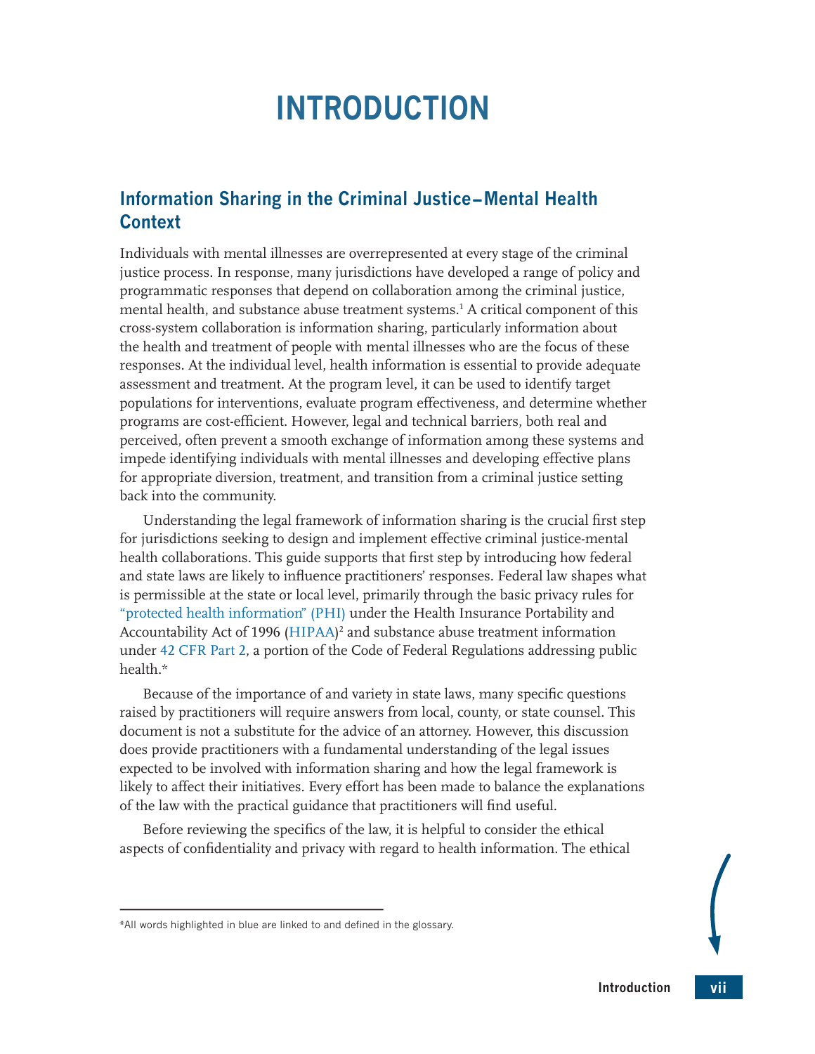# INTRODUCTION

## Information Sharing in the Criminal Justice–Mental Health Context

Individuals with mental illnesses are overrepresented at every stage of the criminal justice process. In response, many jurisdictions have developed a range of policy and programmatic responses that depend on collaboration among the criminal justice, mental health, and substance abuse treatment systems.[1] A critical component of this cross-system collaboration is information sharing, particularly information about the health and treatment of people with mental illnesses who are the focus of these responses. At the individual level, health information is essential to provide adequate assessment and treatment. At the program level, it can be used to identify target populations for interventions, evaluate program effectiveness, and determine whether programs are cost-efficient. However, legal and technical barriers, both real and perceived, often prevent a smooth exchange of information among these systems and impede identifying individuals with mental illnesses and developing effective plans for appropriate diversion, treatment, and transition from a criminal justice setting back into the community.

Understanding the legal framework of information sharing is the crucial first step for jurisdictions seeking to design and implement effective criminal justice-mental health collaborations. This guide supports that first step by introducing how federal and state laws are likely to influence practitioners' responses. Federal law shapes what is permissible at the state or local level, primarily through the basic privacy rules for "protected health information" (PHI) under the Health Insurance Portability and Accountability Act of 1996 (HIPAA)[2] and substance abuse treatment information under 42 CFR Part 2, a portion of the Code of Federal Regulations addressing public health.*

Because of the importance of and variety in state laws, many specific questions raised by practitioners will require answers from local, county, or state counsel. This document is not a substitute for the advice of an attorney. However, this discussion does provide practitioners with a fundamental understanding of the legal issues expected to be involved with information sharing and how the legal framework is likely to affect their initiatives. Every effort has been made to balance the explanations of the law with the practical guidance that practitioners will find useful.

Before reviewing the specifics of the law, it is helpful to consider the ethical aspects of confidentiality and privacy with regard to health information. The ethical

*All words highlighted in blue are linked to and defined in the glossary.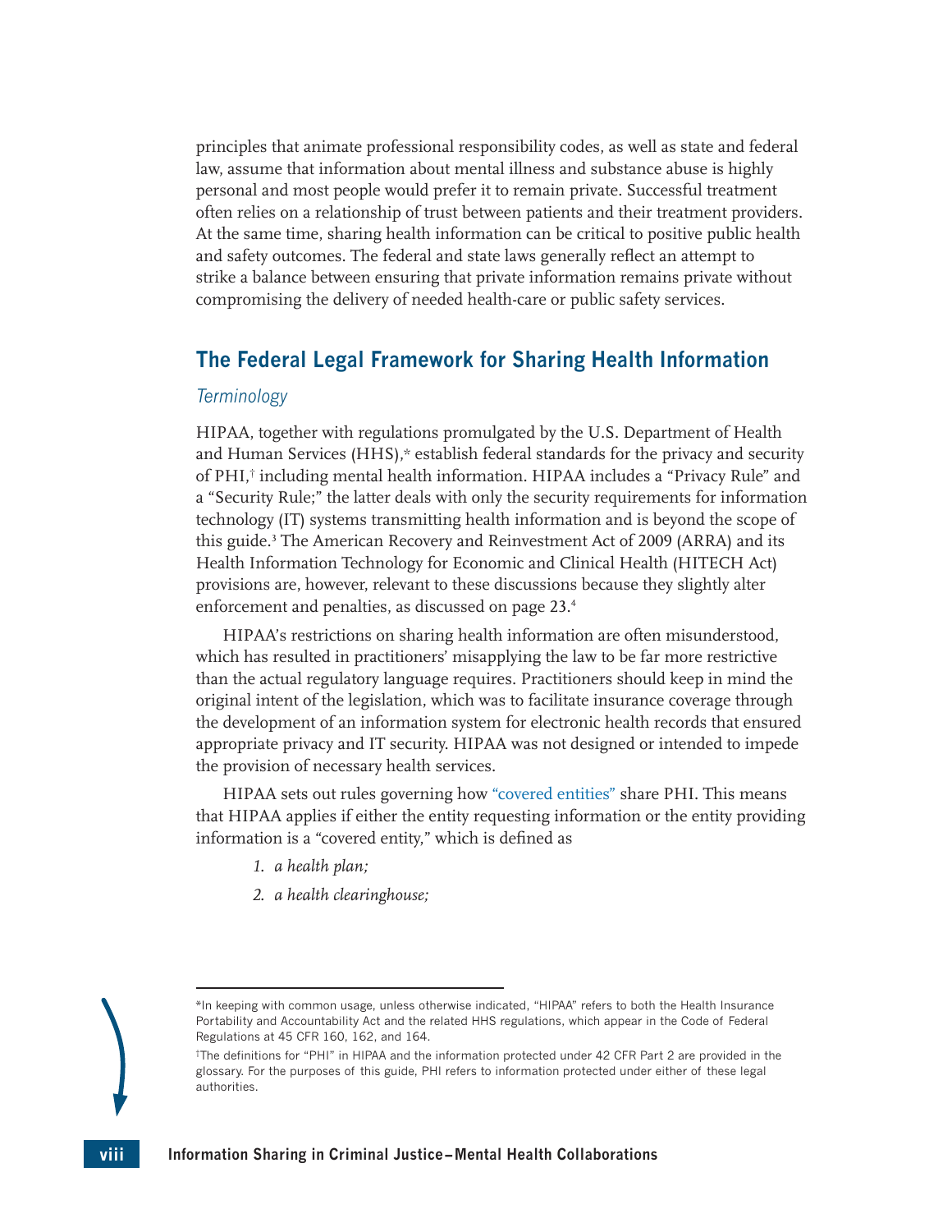principles that animate professional responsibility codes, as well as state and federal law, assume that information about mental illness and substance abuse is highly personal and most people would prefer it to remain private. Successful treatment often relies on a relationship of trust between patients and their treatment providers. At the same time, sharing health information can be critical to positive public health and safety outcomes. The federal and state laws generally reflect an attempt to strike a balance between ensuring that private information remains private without compromising the delivery of needed health-care or public safety services.

## The Federal Legal Framework for Sharing Health Information

### *Terminology*

HIPAA, together with regulations promulgated by the U.S. Department of Health and Human Services (HHS),* establish federal standards for the privacy and security of PHI,† including mental health information. HIPAA includes a "Privacy Rule" and a "Security Rule;" the latter deals with only the security requirements for information technology (IT) systems transmitting health information and is beyond the scope of this guide.[3] The American Recovery and Reinvestment Act of 2009 (ARRA) and its Health Information Technology for Economic and Clinical Health (HITECH Act) provisions are, however, relevant to these discussions because they slightly alter enforcement and penalties, as discussed on page 23.[4]

HIPAA's restrictions on sharing health information are often misunderstood, which has resulted in practitioners' misapplying the law to be far more restrictive than the actual regulatory language requires. Practitioners should keep in mind the original intent of the legislation, which was to facilitate insurance coverage through the development of an information system for electronic health records that ensured appropriate privacy and IT security. HIPAA was not designed or intended to impede the provision of necessary health services.

HIPAA sets out rules governing how "covered entities" share PHI. This means that HIPAA applies if either the entity requesting information or the entity providing information is a "covered entity," which is defined as

1. *a health plan;*
2. *a health clearinghouse;*

---

*In keeping with common usage, unless otherwise indicated, "HIPAA" refers to both the Health Insurance Portability and Accountability Act and the related HHS regulations, which appear in the Code of Federal Regulations at 45 CFR 160, 162, and 164.

†The definitions for "PHI" in HIPAA and the information protected under 42 CFR Part 2 are provided in the glossary. For the purposes of this guide, PHI refers to information protected under either of these legal authorities.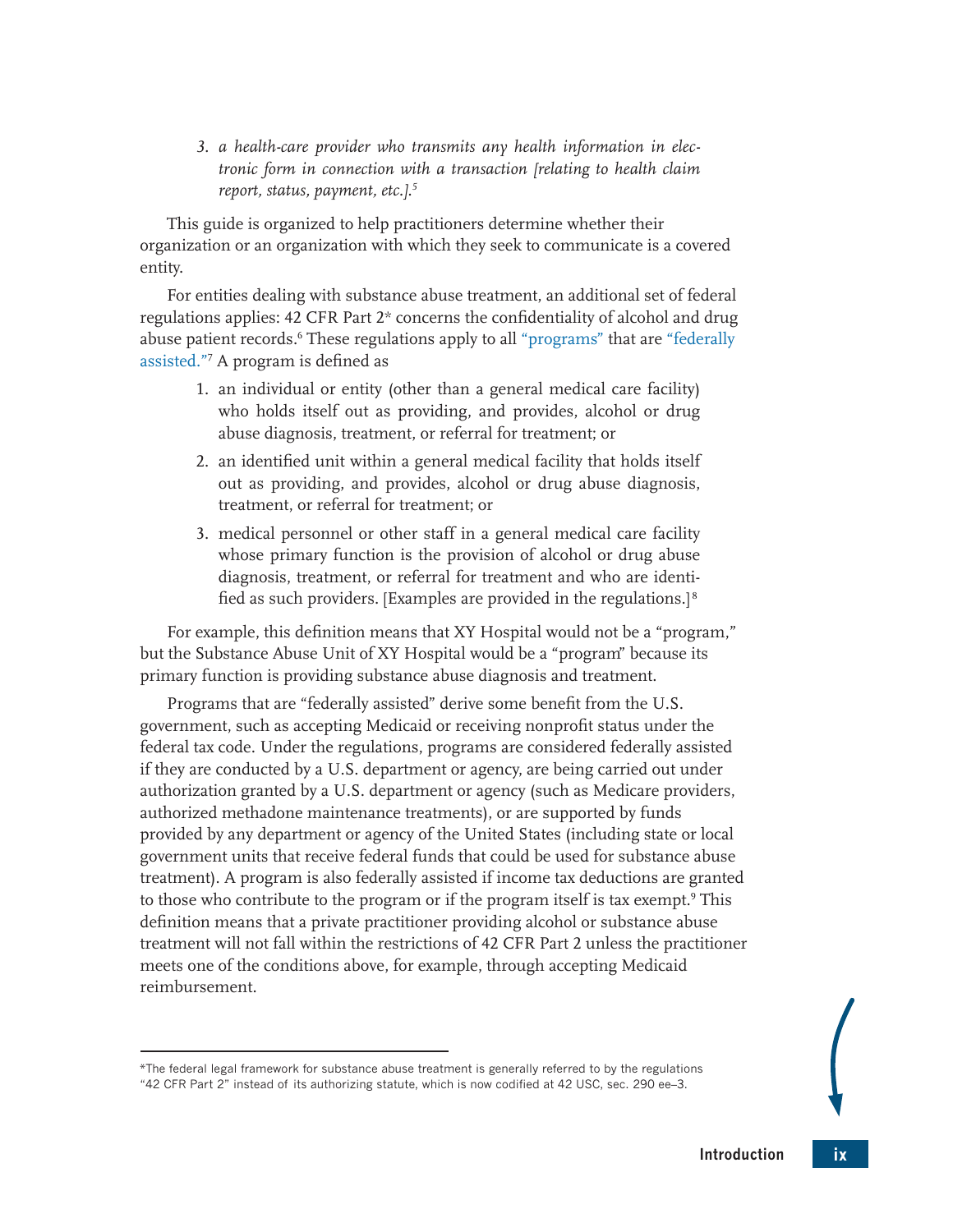3. *a health-care provider who transmits any health information in electronic form in connection with a transaction [relating to health claim report, status, payment, etc.].*[5]

This guide is organized to help practitioners determine whether their organization or an organization with which they seek to communicate is a covered entity.

For entities dealing with substance abuse treatment, an additional set of federal regulations applies: 42 CFR Part 2* concerns the confidentiality of alcohol and drug abuse patient records.[6] These regulations apply to all "programs" that are "federally assisted."[7] A program is defined as

1. an individual or entity (other than a general medical care facility) who holds itself out as providing, and provides, alcohol or drug abuse diagnosis, treatment, or referral for treatment; or
2. an identified unit within a general medical facility that holds itself out as providing, and provides, alcohol or drug abuse diagnosis, treatment, or referral for treatment; or
3. medical personnel or other staff in a general medical care facility whose primary function is the provision of alcohol or drug abuse diagnosis, treatment, or referral for treatment and who are identified as such providers. [Examples are provided in the regulations.][8]

For example, this definition means that XY Hospital would not be a "program," but the Substance Abuse Unit of XY Hospital would be a "program" because its primary function is providing substance abuse diagnosis and treatment.

Programs that are "federally assisted" derive some benefit from the U.S. government, such as accepting Medicaid or receiving nonprofit status under the federal tax code. Under the regulations, programs are considered federally assisted if they are conducted by a U.S. department or agency, are being carried out under authorization granted by a U.S. department or agency (such as Medicare providers, authorized methadone maintenance treatments), or are supported by funds provided by any department or agency of the United States (including state or local government units that receive federal funds that could be used for substance abuse treatment). A program is also federally assisted if income tax deductions are granted to those who contribute to the program or if the program itself is tax exempt.[9] This definition means that a private practitioner providing alcohol or substance abuse treatment will not fall within the restrictions of 42 CFR Part 2 unless the practitioner meets one of the conditions above, for example, through accepting Medicaid reimbursement.

---

*The federal legal framework for substance abuse treatment is generally referred to by the regulations "42 CFR Part 2" instead of its authorizing statute, which is now codified at 42 USC, sec. 290 ee–3.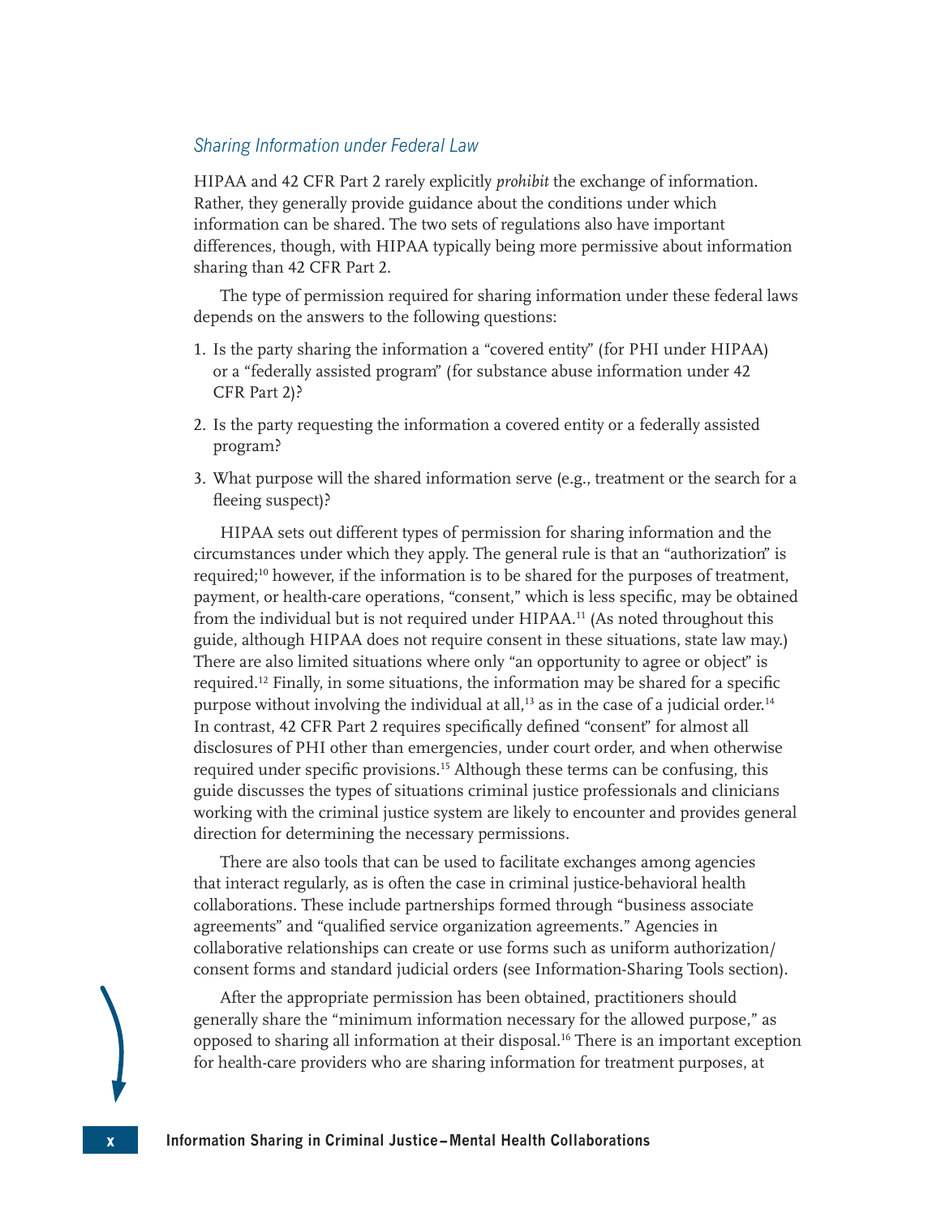### *Sharing Information under Federal Law*

HIPAA and 42 CFR Part 2 rarely explicitly *prohibit* the exchange of information. Rather, they generally provide guidance about the conditions under which information can be shared. The two sets of regulations also have important differences, though, with HIPAA typically being more permissive about information sharing than 42 CFR Part 2.

The type of permission required for sharing information under these federal laws depends on the answers to the following questions:

1. Is the party sharing the information a "covered entity" (for PHI under HIPAA) or a "federally assisted program" (for substance abuse information under 42 CFR Part 2)?
2. Is the party requesting the information a covered entity or a federally assisted program?
3. What purpose will the shared information serve (e.g., treatment or the search for a fleeing suspect)?

HIPAA sets out different types of permission for sharing information and the circumstances under which they apply. The general rule is that an "authorization" is required;[10] however, if the information is to be shared for the purposes of treatment, payment, or health-care operations, "consent," which is less specific, may be obtained from the individual but is not required under HIPAA.[11] (As noted throughout this guide, although HIPAA does not require consent in these situations, state law may.) There are also limited situations where only "an opportunity to agree or object" is required.[12] Finally, in some situations, the information may be shared for a specific purpose without involving the individual at all,[13] as in the case of a judicial order.[14] In contrast, 42 CFR Part 2 requires specifically defined "consent" for almost all disclosures of PHI other than emergencies, under court order, and when otherwise required under specific provisions.[15] Although these terms can be confusing, this guide discusses the types of situations criminal justice professionals and clinicians working with the criminal justice system are likely to encounter and provides general direction for determining the necessary permissions.

There are also tools that can be used to facilitate exchanges among agencies that interact regularly, as is often the case in criminal justice-behavioral health collaborations. These include partnerships formed through "business associate agreements" and "qualified service organization agreements." Agencies in collaborative relationships can create or use forms such as uniform authorization/consent forms and standard judicial orders (see Information-Sharing Tools section).

After the appropriate permission has been obtained, practitioners should generally share the "minimum information necessary for the allowed purpose," as opposed to sharing all information at their disposal.[16] There is an important exception for health-care providers who are sharing information for treatment purposes, at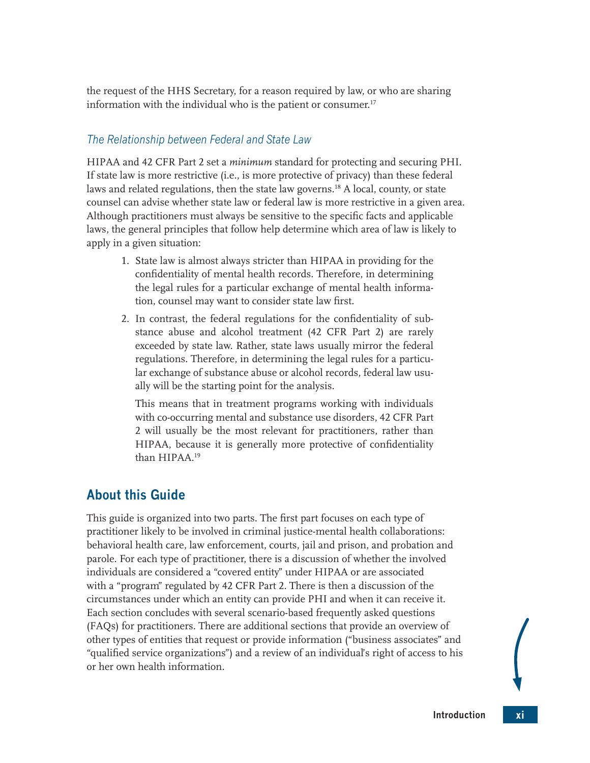the request of the HHS Secretary, for a reason required by law, or who are sharing information with the individual who is the patient or consumer.[17]

### *The Relationship between Federal and State Law*

HIPAA and 42 CFR Part 2 set a *minimum* standard for protecting and securing PHI. If state law is more restrictive (i.e., is more protective of privacy) than these federal laws and related regulations, then the state law governs.[18] A local, county, or state counsel can advise whether state law or federal law is more restrictive in a given area. Although practitioners must always be sensitive to the specific facts and applicable laws, the general principles that follow help determine which area of law is likely to apply in a given situation:

1. State law is almost always stricter than HIPAA in providing for the confidentiality of mental health records. Therefore, in determining the legal rules for a particular exchange of mental health information, counsel may want to consider state law first.
2. In contrast, the federal regulations for the confidentiality of substance abuse and alcohol treatment (42 CFR Part 2) are rarely exceeded by state law. Rather, state laws usually mirror the federal regulations. Therefore, in determining the legal rules for a particular exchange of substance abuse or alcohol records, federal law usually will be the starting point for the analysis.

   This means that in treatment programs working with individuals with co-occurring mental and substance use disorders, 42 CFR Part 2 will usually be the most relevant for practitioners, rather than HIPAA, because it is generally more protective of confidentiality than HIPAA.[19]

## About this Guide

This guide is organized into two parts. The first part focuses on each type of practitioner likely to be involved in criminal justice-mental health collaborations: behavioral health care, law enforcement, courts, jail and prison, and probation and parole. For each type of practitioner, there is a discussion of whether the involved individuals are considered a "covered entity" under HIPAA or are associated with a "program" regulated by 42 CFR Part 2. There is then a discussion of the circumstances under which an entity can provide PHI and when it can receive it. Each section concludes with several scenario-based frequently asked questions (FAQs) for practitioners. There are additional sections that provide an overview of other types of entities that request or provide information ("business associates" and "qualified service organizations") and a review of an individual's right of access to his or her own health information.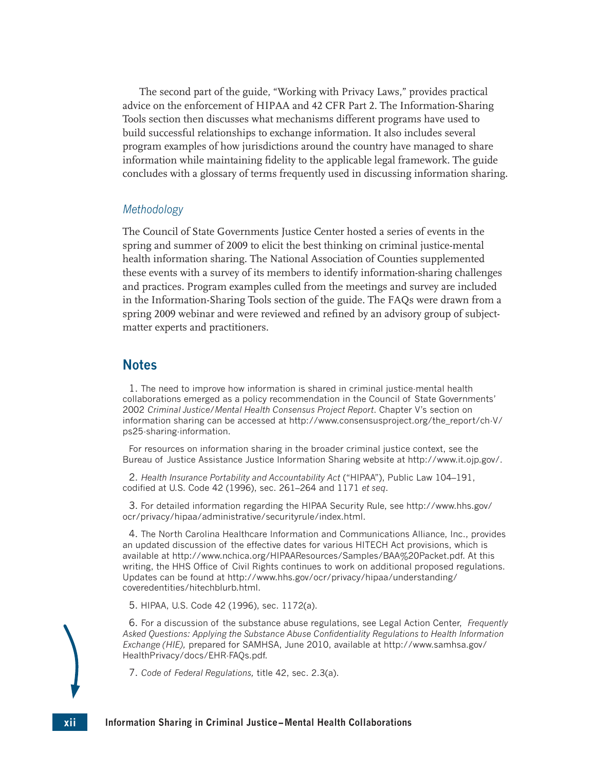The second part of the guide, "Working with Privacy Laws," provides practical advice on the enforcement of HIPAA and 42 CFR Part 2. The Information-Sharing Tools section then discusses what mechanisms different programs have used to build successful relationships to exchange information. It also includes several program examples of how jurisdictions around the country have managed to share information while maintaining fidelity to the applicable legal framework. The guide concludes with a glossary of terms frequently used in discussing information sharing.

### *Methodology*

The Council of State Governments Justice Center hosted a series of events in the spring and summer of 2009 to elicit the best thinking on criminal justice-mental health information sharing. The National Association of Counties supplemented these events with a survey of its members to identify information-sharing challenges and practices. Program examples culled from the meetings and survey are included in the Information-Sharing Tools section of the guide. The FAQs were drawn from a spring 2009 webinar and were reviewed and refined by an advisory group of subject-matter experts and practitioners.

## Notes

1. The need to improve how information is shared in criminal justice-mental health collaborations emerged as a policy recommendation in the Council of State Governments' 2002 *Criminal Justice/Mental Health Consensus Project Report*. Chapter V's section on information sharing can be accessed at http://www.consensusproject.org/the_report/ch-V/ps25-sharing-information.

   For resources on information sharing in the broader criminal justice context, see the Bureau of Justice Assistance Justice Information Sharing website at http://www.it.ojp.gov/.

2. *Health Insurance Portability and Accountability Act* ("HIPAA"), Public Law 104–191, codified at U.S. Code 42 (1996), sec. 261–264 and 1171 *et seq*.

3. For detailed information regarding the HIPAA Security Rule, see http://www.hhs.gov/ocr/privacy/hipaa/administrative/securityrule/index.html.

4. The North Carolina Healthcare Information and Communications Alliance, Inc., provides an updated discussion of the effective dates for various HITECH Act provisions, which is available at http://www.nchica.org/HIPAAResources/Samples/BAA%20Packet.pdf. At this writing, the HHS Office of Civil Rights continues to work on additional proposed regulations. Updates can be found at http://www.hhs.gov/ocr/privacy/hipaa/understanding/coveredentities/hitechblurb.html.

5. HIPAA, U.S. Code 42 (1996), sec. 1172(a).

6. For a discussion of the substance abuse regulations, see Legal Action Center, *Frequently Asked Questions: Applying the Substance Abuse Confidentiality Regulations to Health Information Exchange (HIE),* prepared for SAMHSA, June 2010, available at http://www.samhsa.gov/HealthPrivacy/docs/EHR-FAQs.pdf.

7. *Code of Federal Regulations,* title 42, sec. 2.3(a).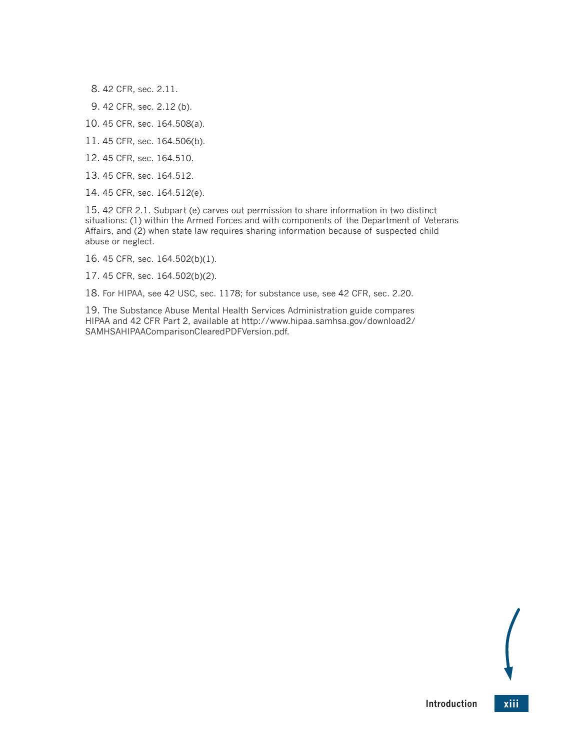8. 42 CFR, sec. 2.11.

9. 42 CFR, sec. 2.12 (b).

10. 45 CFR, sec. 164.508(a).

11. 45 CFR, sec. 164.506(b).

12. 45 CFR, sec. 164.510.

13. 45 CFR, sec. 164.512.

14. 45 CFR, sec. 164.512(e).

15. 42 CFR 2.1. Subpart (e) carves out permission to share information in two distinct situations: (1) within the Armed Forces and with components of the Department of Veterans Affairs, and (2) when state law requires sharing information because of suspected child abuse or neglect.

16. 45 CFR, sec. 164.502(b)(1).

17. 45 CFR, sec. 164.502(b)(2).

18. For HIPAA, see 42 USC, sec. 1178; for substance use, see 42 CFR, sec. 2.20.

19. The Substance Abuse Mental Health Services Administration guide compares HIPAA and 42 CFR Part 2, available at http://www.hipaa.samhsa.gov/download2/SAMHSAHIPAAComparisonClearedPDFVersion.pdf.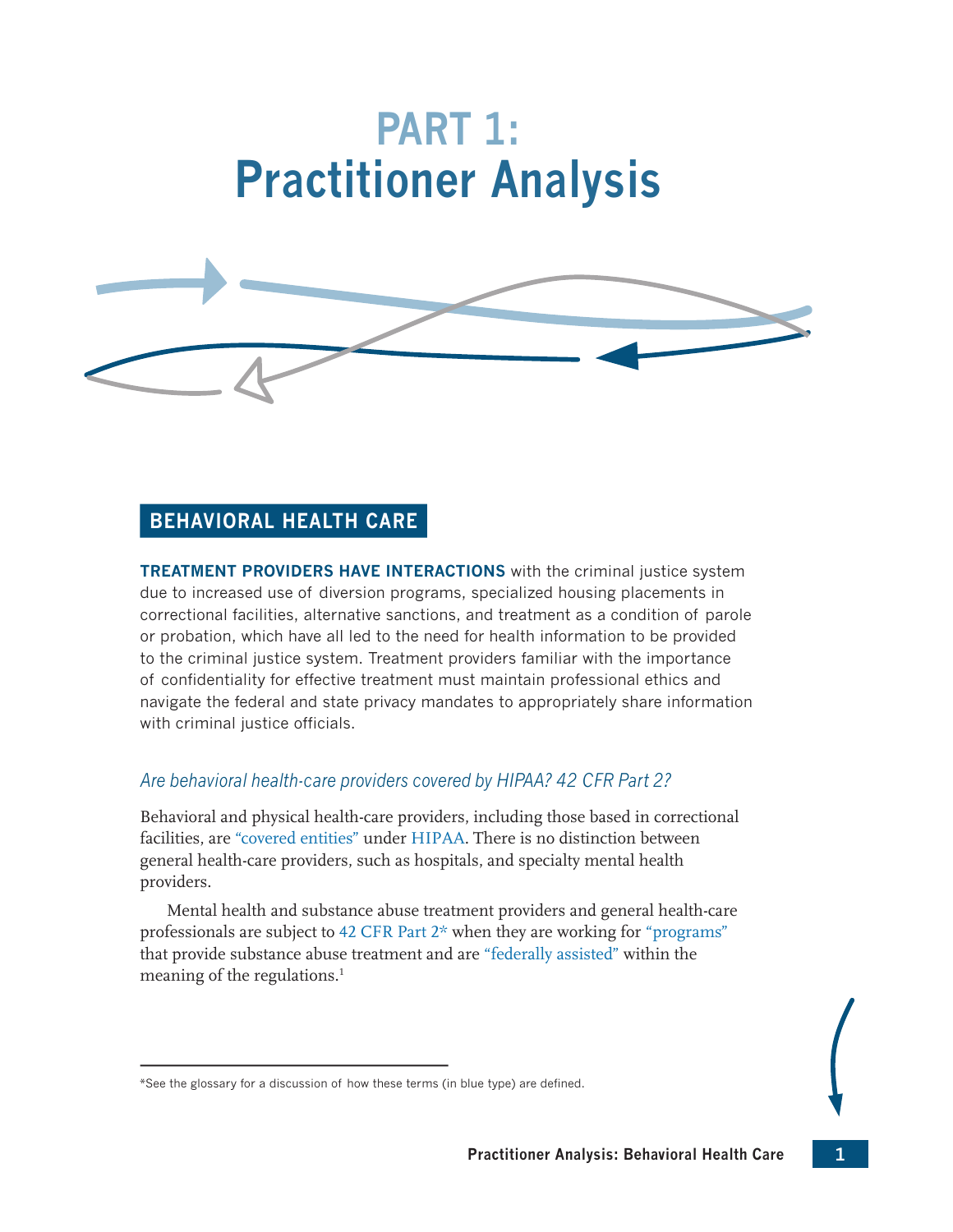# PART 1: Practitioner Analysis

## BEHAVIORAL HEALTH CARE

**TREATMENT PROVIDERS HAVE INTERACTIONS** with the criminal justice system due to increased use of diversion programs, specialized housing placements in correctional facilities, alternative sanctions, and treatment as a condition of parole or probation, which have all led to the need for health information to be provided to the criminal justice system. Treatment providers familiar with the importance of confidentiality for effective treatment must maintain professional ethics and navigate the federal and state privacy mandates to appropriately share information with criminal justice officials.

### *Are behavioral health-care providers covered by HIPAA? 42 CFR Part 2?*

Behavioral and physical health-care providers, including those based in correctional facilities, are "covered entities" under HIPAA. There is no distinction between general health-care providers, such as hospitals, and specialty mental health providers.

Mental health and substance abuse treatment providers and general health-care professionals are subject to 42 CFR Part 2* when they are working for "programs" that provide substance abuse treatment and are "federally assisted" within the meaning of the regulations.[1]

*See the glossary for a discussion of how these terms (in blue type) are defined.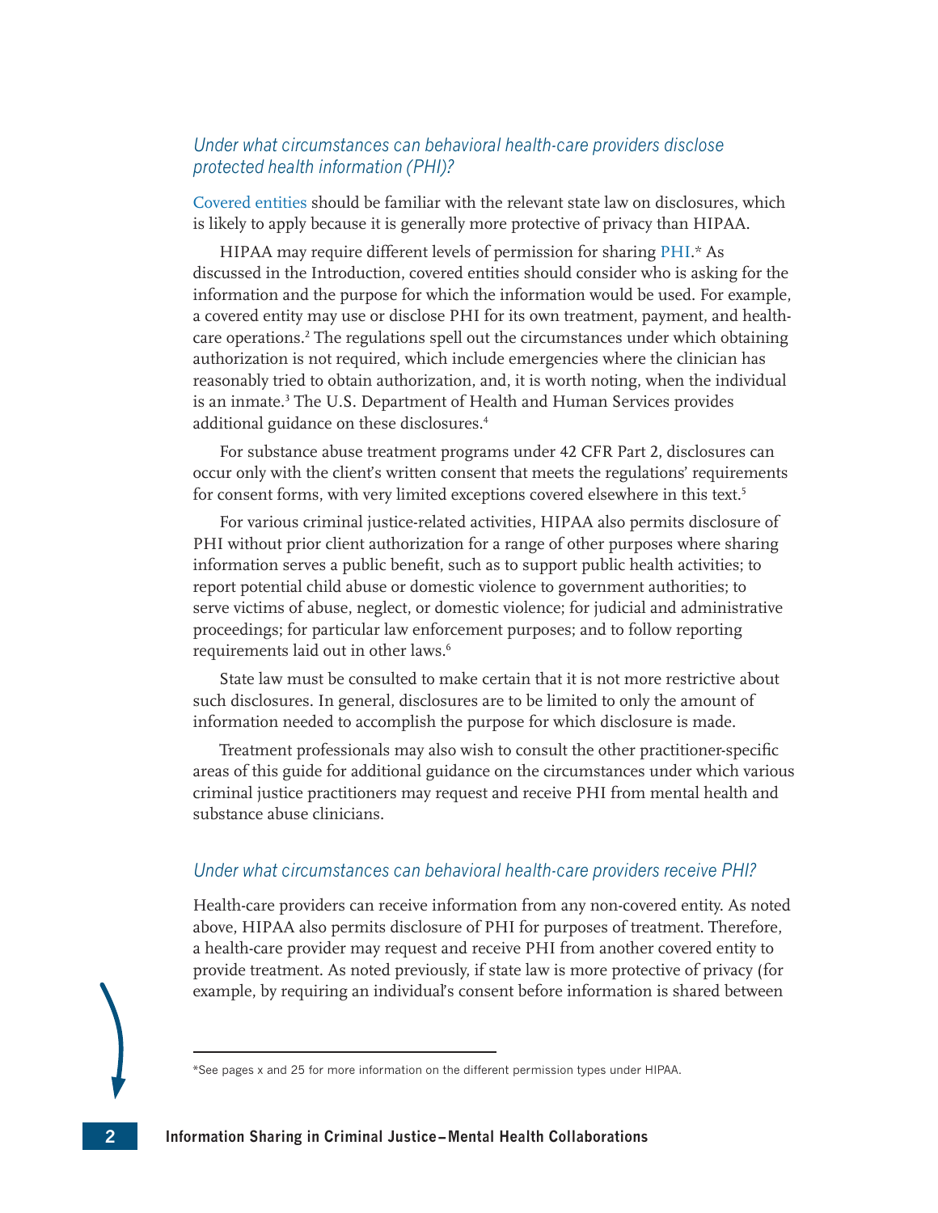### *Under what circumstances can behavioral health-care providers disclose protected health information (PHI)?*

Covered entities should be familiar with the relevant state law on disclosures, which is likely to apply because it is generally more protective of privacy than HIPAA.

HIPAA may require different levels of permission for sharing PHI.* As discussed in the Introduction, covered entities should consider who is asking for the information and the purpose for which the information would be used. For example, a covered entity may use or disclose PHI for its own treatment, payment, and health-care operations.[2] The regulations spell out the circumstances under which obtaining authorization is not required, which include emergencies where the clinician has reasonably tried to obtain authorization, and, it is worth noting, when the individual is an inmate.[3] The U.S. Department of Health and Human Services provides additional guidance on these disclosures.[4]

For substance abuse treatment programs under 42 CFR Part 2, disclosures can occur only with the client's written consent that meets the regulations' requirements for consent forms, with very limited exceptions covered elsewhere in this text.[5]

For various criminal justice-related activities, HIPAA also permits disclosure of PHI without prior client authorization for a range of other purposes where sharing information serves a public benefit, such as to support public health activities; to report potential child abuse or domestic violence to government authorities; to serve victims of abuse, neglect, or domestic violence; for judicial and administrative proceedings; for particular law enforcement purposes; and to follow reporting requirements laid out in other laws.[6]

State law must be consulted to make certain that it is not more restrictive about such disclosures. In general, disclosures are to be limited to only the amount of information needed to accomplish the purpose for which disclosure is made.

Treatment professionals may also wish to consult the other practitioner-specific areas of this guide for additional guidance on the circumstances under which various criminal justice practitioners may request and receive PHI from mental health and substance abuse clinicians.

### *Under what circumstances can behavioral health-care providers receive PHI?*

Health-care providers can receive information from any non-covered entity. As noted above, HIPAA also permits disclosure of PHI for purposes of treatment. Therefore, a health-care provider may request and receive PHI from another covered entity to provide treatment. As noted previously, if state law is more protective of privacy (for example, by requiring an individual's consent before information is shared between

*See pages x and 25 for more information on the different permission types under HIPAA.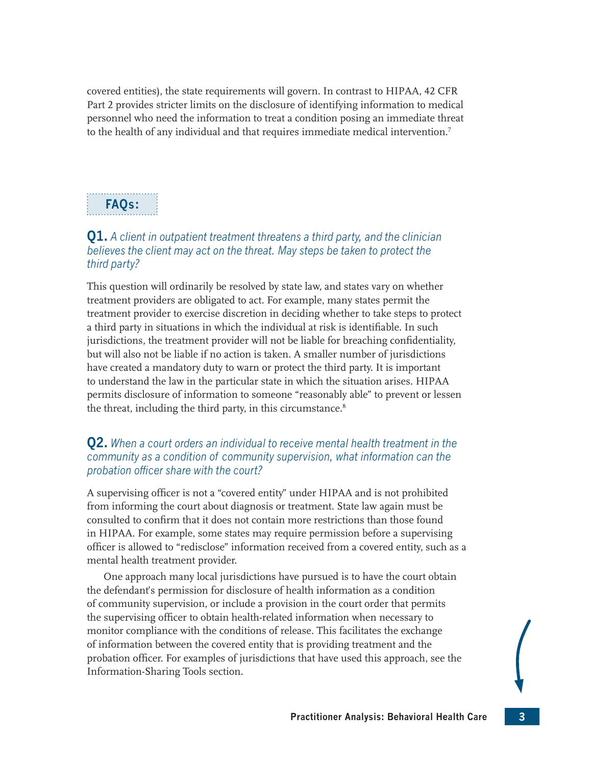covered entities), the state requirements will govern. In contrast to HIPAA, 42 CFR Part 2 provides stricter limits on the disclosure of identifying information to medical personnel who need the information to treat a condition posing an immediate threat to the health of any individual and that requires immediate medical intervention.[7]

## FAQs:

**Q1.** *A client in outpatient treatment threatens a third party, and the clinician believes the client may act on the threat. May steps be taken to protect the third party?*

This question will ordinarily be resolved by state law, and states vary on whether treatment providers are obligated to act. For example, many states permit the treatment provider to exercise discretion in deciding whether to take steps to protect a third party in situations in which the individual at risk is identifiable. In such jurisdictions, the treatment provider will not be liable for breaching confidentiality, but will also not be liable if no action is taken. A smaller number of jurisdictions have created a mandatory duty to warn or protect the third party. It is important to understand the law in the particular state in which the situation arises. HIPAA permits disclosure of information to someone "reasonably able" to prevent or lessen the threat, including the third party, in this circumstance.[8]

**Q2.** *When a court orders an individual to receive mental health treatment in the community as a condition of community supervision, what information can the probation officer share with the court?*

A supervising officer is not a "covered entity" under HIPAA and is not prohibited from informing the court about diagnosis or treatment. State law again must be consulted to confirm that it does not contain more restrictions than those found in HIPAA. For example, some states may require permission before a supervising officer is allowed to "redisclose" information received from a covered entity, such as a mental health treatment provider.

One approach many local jurisdictions have pursued is to have the court obtain the defendant's permission for disclosure of health information as a condition of community supervision, or include a provision in the court order that permits the supervising officer to obtain health-related information when necessary to monitor compliance with the conditions of release. This facilitates the exchange of information between the covered entity that is providing treatment and the probation officer. For examples of jurisdictions that have used this approach, see the Information-Sharing Tools section.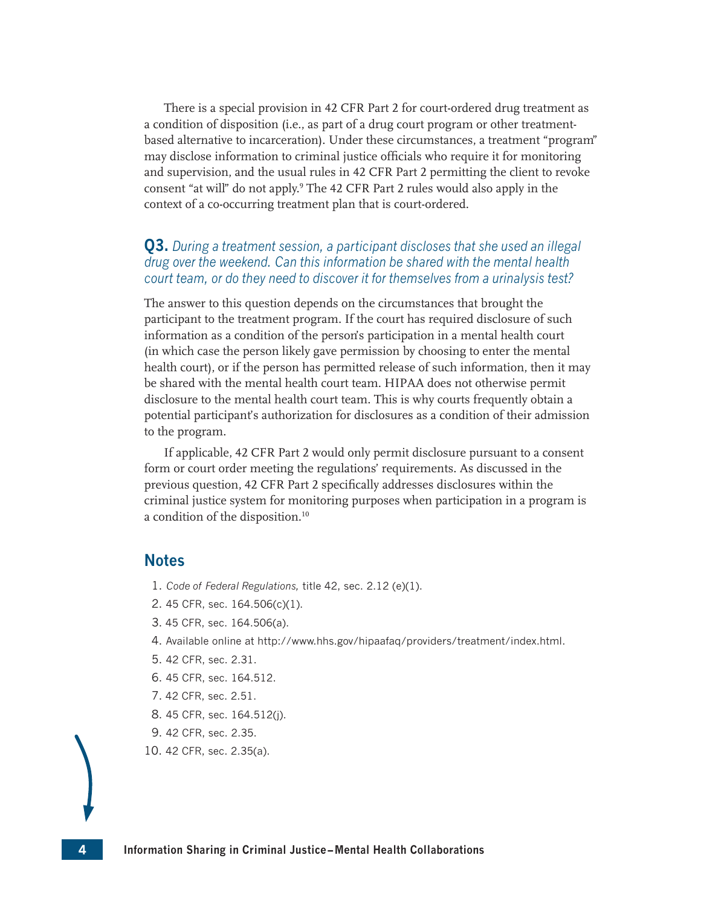There is a special provision in 42 CFR Part 2 for court-ordered drug treatment as a condition of disposition (i.e., as part of a drug court program or other treatment-based alternative to incarceration). Under these circumstances, a treatment "program" may disclose information to criminal justice officials who require it for monitoring and supervision, and the usual rules in 42 CFR Part 2 permitting the client to revoke consent "at will" do not apply.[9] The 42 CFR Part 2 rules would also apply in the context of a co-occurring treatment plan that is court-ordered.

### **Q3.** *During a treatment session, a participant discloses that she used an illegal drug over the weekend. Can this information be shared with the mental health court team, or do they need to discover it for themselves from a urinalysis test?*

The answer to this question depends on the circumstances that brought the participant to the treatment program. If the court has required disclosure of such information as a condition of the person's participation in a mental health court (in which case the person likely gave permission by choosing to enter the mental health court), or if the person has permitted release of such information, then it may be shared with the mental health court team. HIPAA does not otherwise permit disclosure to the mental health court team. This is why courts frequently obtain a potential participant's authorization for disclosures as a condition of their admission to the program.

If applicable, 42 CFR Part 2 would only permit disclosure pursuant to a consent form or court order meeting the regulations' requirements. As discussed in the previous question, 42 CFR Part 2 specifically addresses disclosures within the criminal justice system for monitoring purposes when participation in a program is a condition of the disposition.[10]

## Notes

1. *Code of Federal Regulations,* title 42, sec. 2.12 (e)(1).
2. 45 CFR, sec. 164.506(c)(1).
3. 45 CFR, sec. 164.506(a).
4. Available online at http://www.hhs.gov/hipaafaq/providers/treatment/index.html.
5. 42 CFR, sec. 2.31.
6. 45 CFR, sec. 164.512.
7. 42 CFR, sec. 2.51.
8. 45 CFR, sec. 164.512(j).
9. 42 CFR, sec. 2.35.
10. 42 CFR, sec. 2.35(a).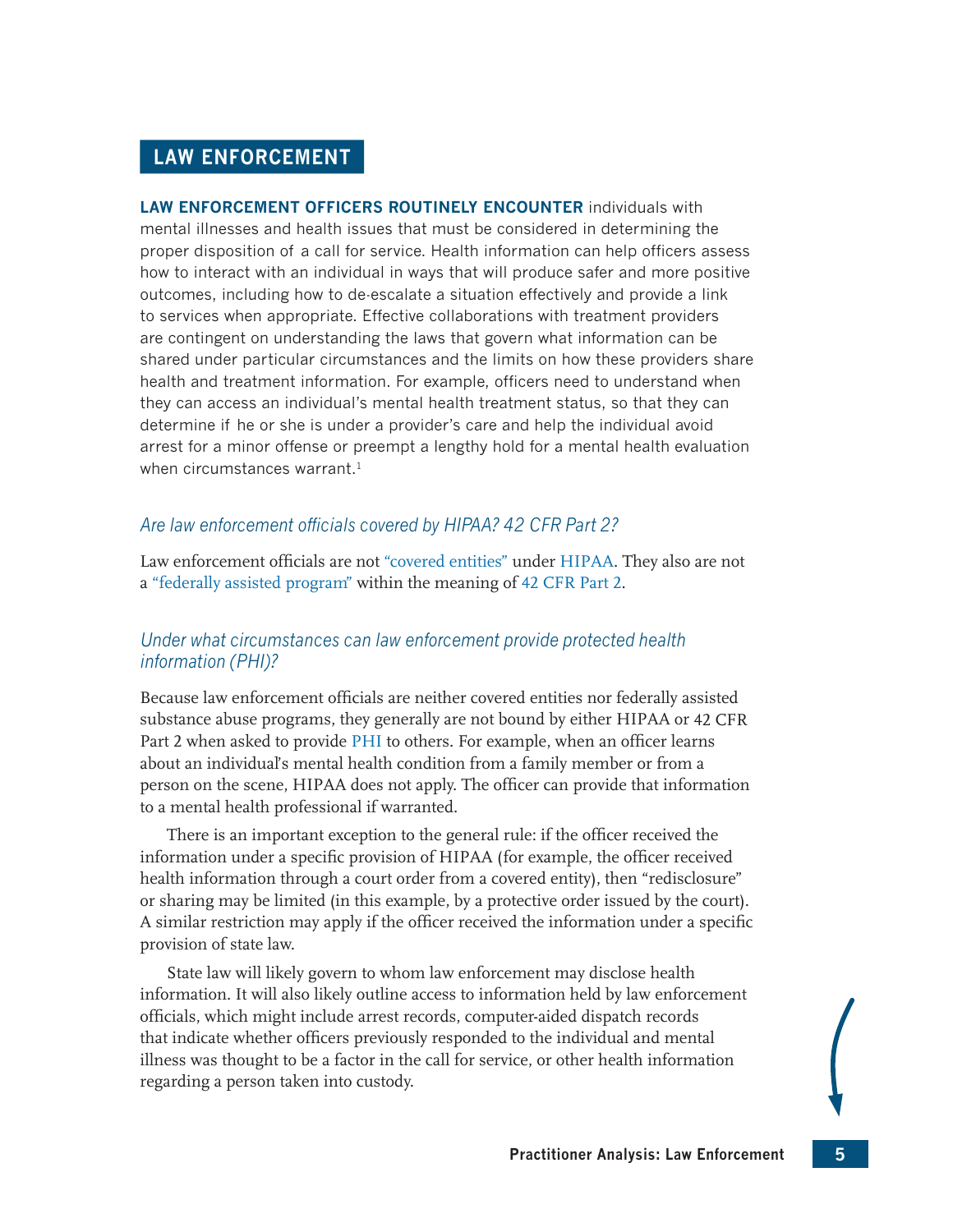## LAW ENFORCEMENT

**LAW ENFORCEMENT OFFICERS ROUTINELY ENCOUNTER** individuals with mental illnesses and health issues that must be considered in determining the proper disposition of a call for service. Health information can help officers assess how to interact with an individual in ways that will produce safer and more positive outcomes, including how to de-escalate a situation effectively and provide a link to services when appropriate. Effective collaborations with treatment providers are contingent on understanding the laws that govern what information can be shared under particular circumstances and the limits on how these providers share health and treatment information. For example, officers need to understand when they can access an individual's mental health treatment status, so that they can determine if he or she is under a provider's care and help the individual avoid arrest for a minor offense or preempt a lengthy hold for a mental health evaluation when circumstances warrant.[1]

### *Are law enforcement officials covered by HIPAA? 42 CFR Part 2?*

Law enforcement officials are not "covered entities" under HIPAA. They also are not a "federally assisted program" within the meaning of 42 CFR Part 2.

### *Under what circumstances can law enforcement provide protected health information (PHI)?*

Because law enforcement officials are neither covered entities nor federally assisted substance abuse programs, they generally are not bound by either HIPAA or 42 CFR Part 2 when asked to provide PHI to others. For example, when an officer learns about an individual's mental health condition from a family member or from a person on the scene, HIPAA does not apply. The officer can provide that information to a mental health professional if warranted.

There is an important exception to the general rule: if the officer received the information under a specific provision of HIPAA (for example, the officer received health information through a court order from a covered entity), then "redisclosure" or sharing may be limited (in this example, by a protective order issued by the court). A similar restriction may apply if the officer received the information under a specific provision of state law.

State law will likely govern to whom law enforcement may disclose health information. It will also likely outline access to information held by law enforcement officials, which might include arrest records, computer-aided dispatch records that indicate whether officers previously responded to the individual and mental illness was thought to be a factor in the call for service, or other health information regarding a person taken into custody.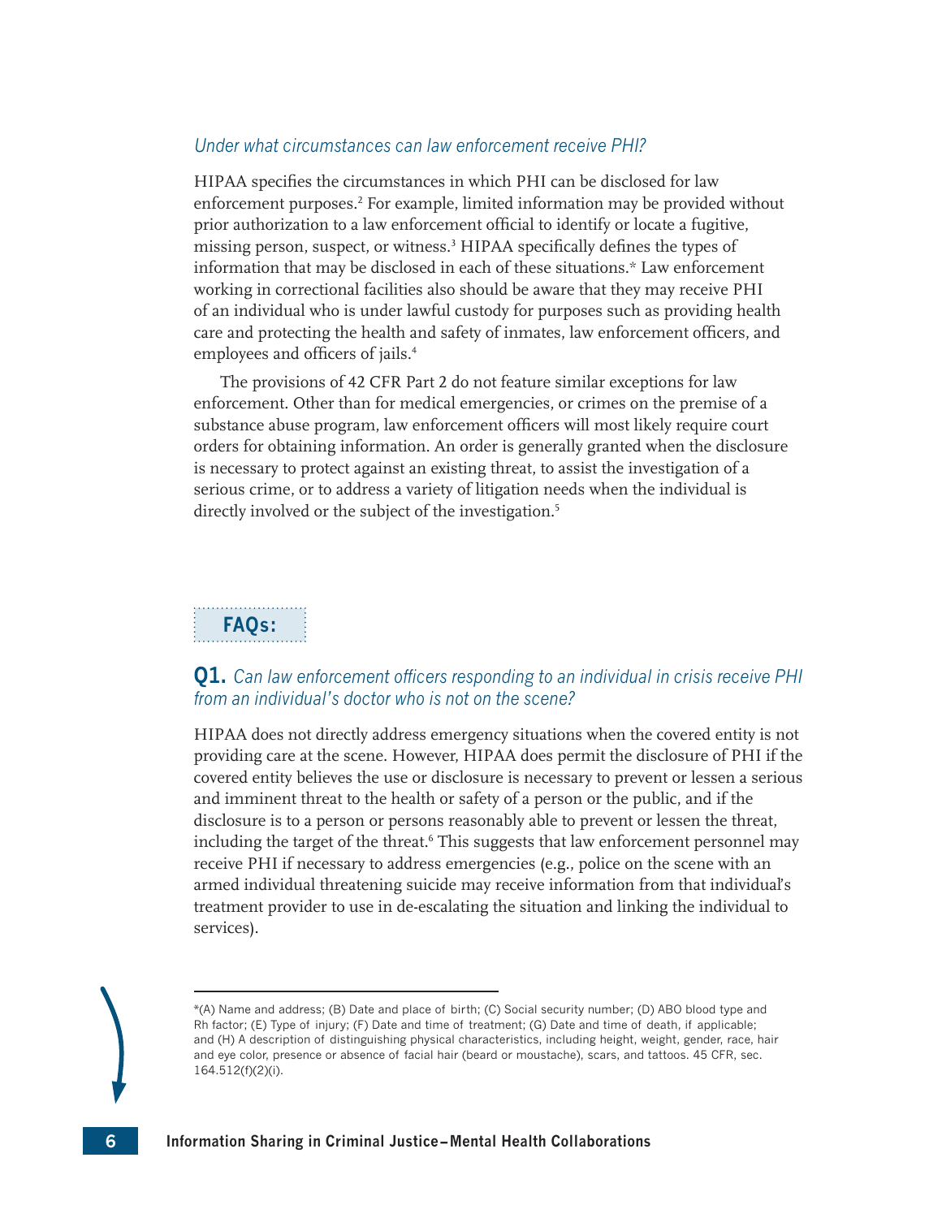### *Under what circumstances can law enforcement receive PHI?*

HIPAA specifies the circumstances in which PHI can be disclosed for law enforcement purposes.[2] For example, limited information may be provided without prior authorization to a law enforcement official to identify or locate a fugitive, missing person, suspect, or witness.[3] HIPAA specifically defines the types of information that may be disclosed in each of these situations.* Law enforcement working in correctional facilities also should be aware that they may receive PHI of an individual who is under lawful custody for purposes such as providing health care and protecting the health and safety of inmates, law enforcement officers, and employees and officers of jails.[4]

The provisions of 42 CFR Part 2 do not feature similar exceptions for law enforcement. Other than for medical emergencies, or crimes on the premise of a substance abuse program, law enforcement officers will most likely require court orders for obtaining information. An order is generally granted when the disclosure is necessary to protect against an existing threat, to assist the investigation of a serious crime, or to address a variety of litigation needs when the individual is directly involved or the subject of the investigation.[5]

## FAQs:

### **Q1.** *Can law enforcement officers responding to an individual in crisis receive PHI from an individual's doctor who is not on the scene?*

HIPAA does not directly address emergency situations when the covered entity is not providing care at the scene. However, HIPAA does permit the disclosure of PHI if the covered entity believes the use or disclosure is necessary to prevent or lessen a serious and imminent threat to the health or safety of a person or the public, and if the disclosure is to a person or persons reasonably able to prevent or lessen the threat, including the target of the threat.[6] This suggests that law enforcement personnel may receive PHI if necessary to address emergencies (e.g., police on the scene with an armed individual threatening suicide may receive information from that individual's treatment provider to use in de-escalating the situation and linking the individual to services).

---

*(A) Name and address; (B) Date and place of birth; (C) Social security number; (D) ABO blood type and Rh factor; (E) Type of injury; (F) Date and time of treatment; (G) Date and time of death, if applicable; and (H) A description of distinguishing physical characteristics, including height, weight, gender, race, hair and eye color, presence or absence of facial hair (beard or moustache), scars, and tattoos. 45 CFR, sec. 164.512(f)(2)(i).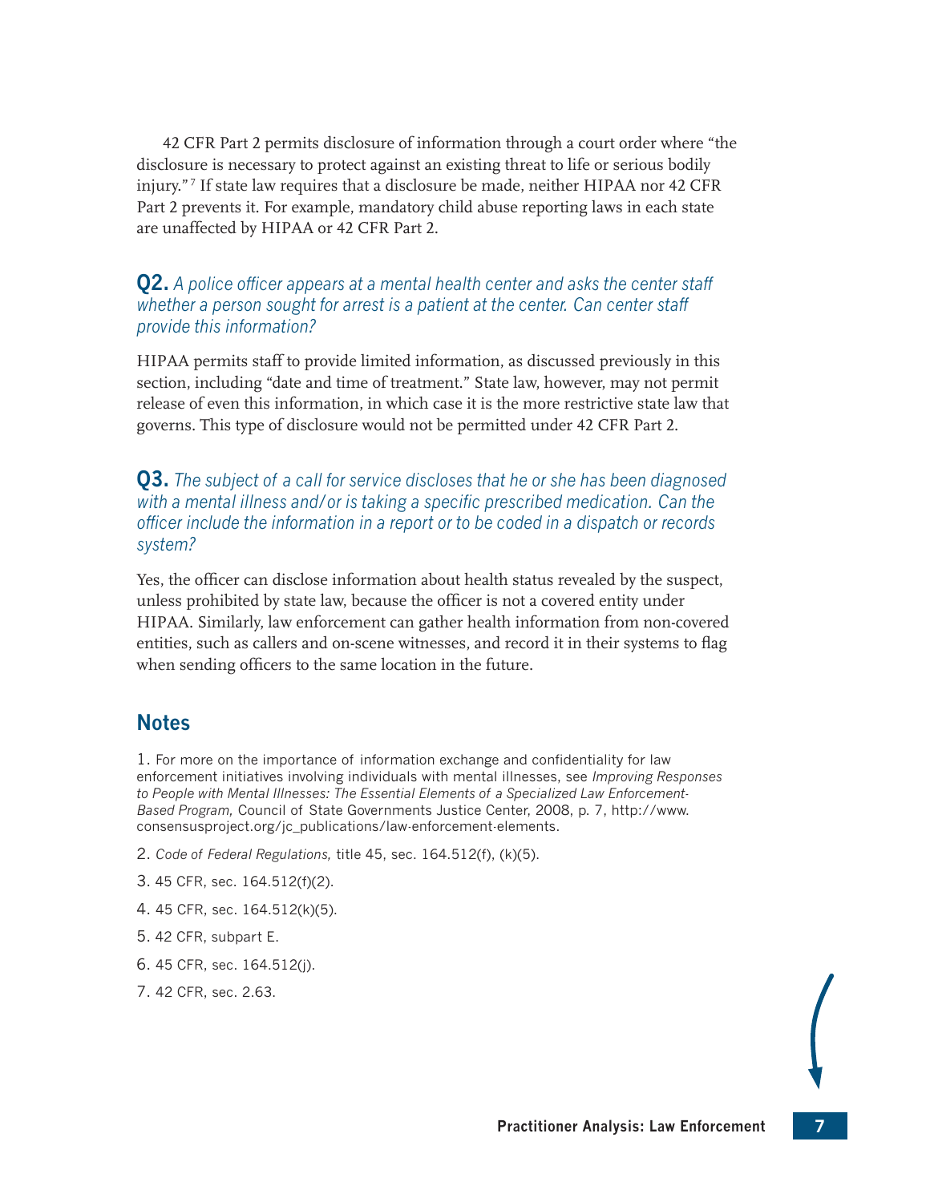42 CFR Part 2 permits disclosure of information through a court order where "the disclosure is necessary to protect against an existing threat to life or serious bodily injury."[7] If state law requires that a disclosure be made, neither HIPAA nor 42 CFR Part 2 prevents it. For example, mandatory child abuse reporting laws in each state are unaffected by HIPAA or 42 CFR Part 2.

### **Q2.** *A police officer appears at a mental health center and asks the center staff whether a person sought for arrest is a patient at the center. Can center staff provide this information?*

HIPAA permits staff to provide limited information, as discussed previously in this section, including "date and time of treatment." State law, however, may not permit release of even this information, in which case it is the more restrictive state law that governs. This type of disclosure would not be permitted under 42 CFR Part 2.

### **Q3.** *The subject of a call for service discloses that he or she has been diagnosed with a mental illness and/or is taking a specific prescribed medication. Can the officer include the information in a report or to be coded in a dispatch or records system?*

Yes, the officer can disclose information about health status revealed by the suspect, unless prohibited by state law, because the officer is not a covered entity under HIPAA. Similarly, law enforcement can gather health information from non-covered entities, such as callers and on-scene witnesses, and record it in their systems to flag when sending officers to the same location in the future.

## Notes

1. For more on the importance of information exchange and confidentiality for law enforcement initiatives involving individuals with mental illnesses, see *Improving Responses to People with Mental Illnesses: The Essential Elements of a Specialized Law Enforcement-Based Program,* Council of State Governments Justice Center, 2008, p. 7, http://www.consensusproject.org/jc_publications/law-enforcement-elements.
2. *Code of Federal Regulations,* title 45, sec. 164.512(f), (k)(5).
3. 45 CFR, sec. 164.512(f)(2).
4. 45 CFR, sec. 164.512(k)(5).
5. 42 CFR, subpart E.
6. 45 CFR, sec. 164.512(j).
7. 42 CFR, sec. 2.63.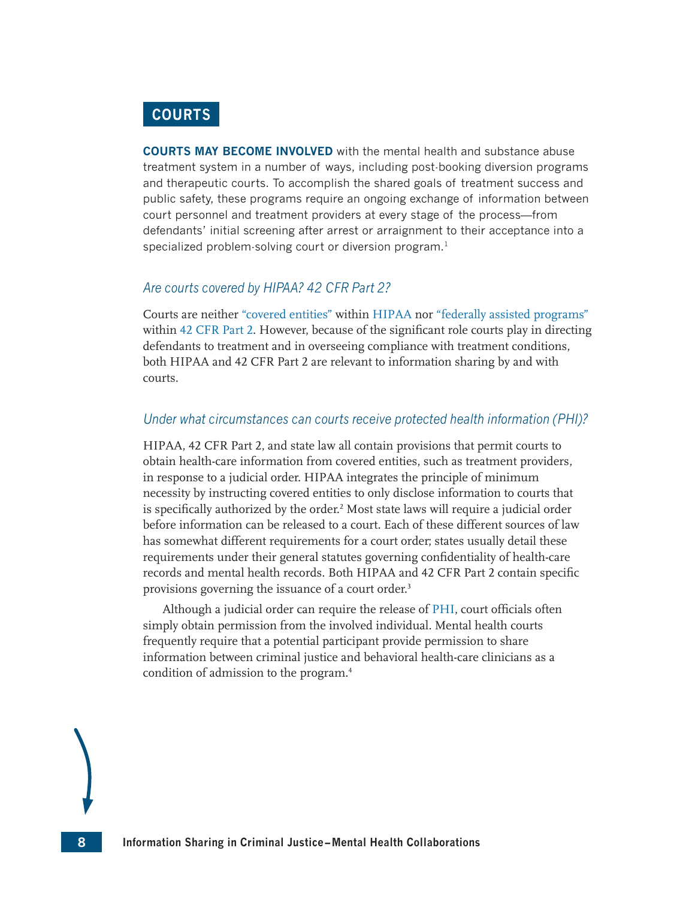## COURTS

**COURTS MAY BECOME INVOLVED** with the mental health and substance abuse treatment system in a number of ways, including post-booking diversion programs and therapeutic courts. To accomplish the shared goals of treatment success and public safety, these programs require an ongoing exchange of information between court personnel and treatment providers at every stage of the process—from defendants' initial screening after arrest or arraignment to their acceptance into a specialized problem-solving court or diversion program.[1]

### *Are courts covered by HIPAA? 42 CFR Part 2?*

Courts are neither "covered entities" within HIPAA nor "federally assisted programs" within 42 CFR Part 2. However, because of the significant role courts play in directing defendants to treatment and in overseeing compliance with treatment conditions, both HIPAA and 42 CFR Part 2 are relevant to information sharing by and with courts.

### *Under what circumstances can courts receive protected health information (PHI)?*

HIPAA, 42 CFR Part 2, and state law all contain provisions that permit courts to obtain health-care information from covered entities, such as treatment providers, in response to a judicial order. HIPAA integrates the principle of minimum necessity by instructing covered entities to only disclose information to courts that is specifically authorized by the order.[2] Most state laws will require a judicial order before information can be released to a court. Each of these different sources of law has somewhat different requirements for a court order; states usually detail these requirements under their general statutes governing confidentiality of health-care records and mental health records. Both HIPAA and 42 CFR Part 2 contain specific provisions governing the issuance of a court order.[3]

Although a judicial order can require the release of PHI, court officials often simply obtain permission from the involved individual. Mental health courts frequently require that a potential participant provide permission to share information between criminal justice and behavioral health-care clinicians as a condition of admission to the program.[4]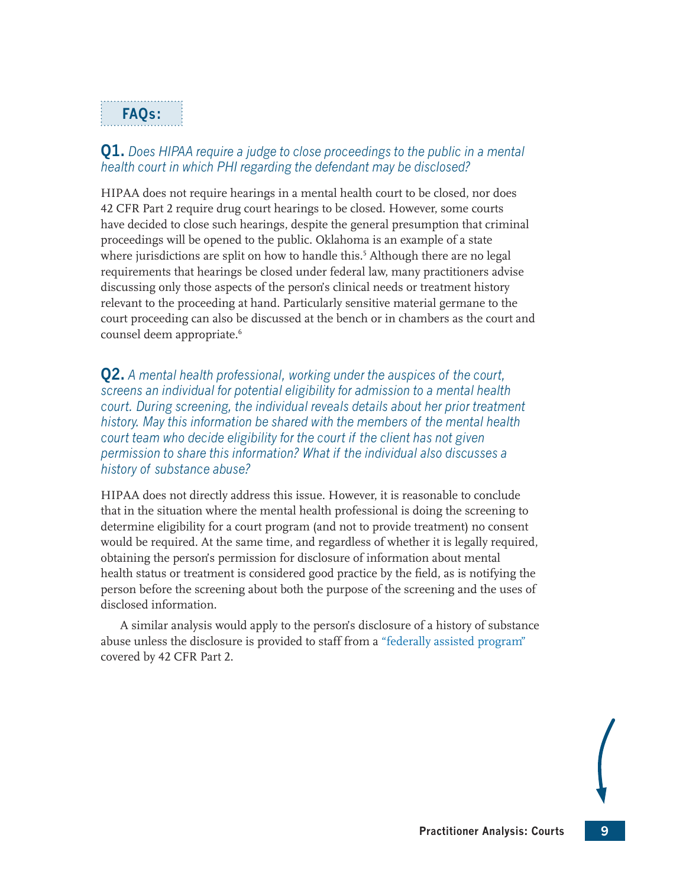## FAQs:

**Q1.** *Does HIPAA require a judge to close proceedings to the public in a mental health court in which PHI regarding the defendant may be disclosed?*

HIPAA does not require hearings in a mental health court to be closed, nor does 42 CFR Part 2 require drug court hearings to be closed. However, some courts have decided to close such hearings, despite the general presumption that criminal proceedings will be opened to the public. Oklahoma is an example of a state where jurisdictions are split on how to handle this.[5] Although there are no legal requirements that hearings be closed under federal law, many practitioners advise discussing only those aspects of the person's clinical needs or treatment history relevant to the proceeding at hand. Particularly sensitive material germane to the court proceeding can also be discussed at the bench or in chambers as the court and counsel deem appropriate.[6]

**Q2.** *A mental health professional, working under the auspices of the court, screens an individual for potential eligibility for admission to a mental health court. During screening, the individual reveals details about her prior treatment history. May this information be shared with the members of the mental health court team who decide eligibility for the court if the client has not given permission to share this information? What if the individual also discusses a history of substance abuse?*

HIPAA does not directly address this issue. However, it is reasonable to conclude that in the situation where the mental health professional is doing the screening to determine eligibility for a court program (and not to provide treatment) no consent would be required. At the same time, and regardless of whether it is legally required, obtaining the person's permission for disclosure of information about mental health status or treatment is considered good practice by the field, as is notifying the person before the screening about both the purpose of the screening and the uses of disclosed information.

A similar analysis would apply to the person's disclosure of a history of substance abuse unless the disclosure is provided to staff from a "federally assisted program" covered by 42 CFR Part 2.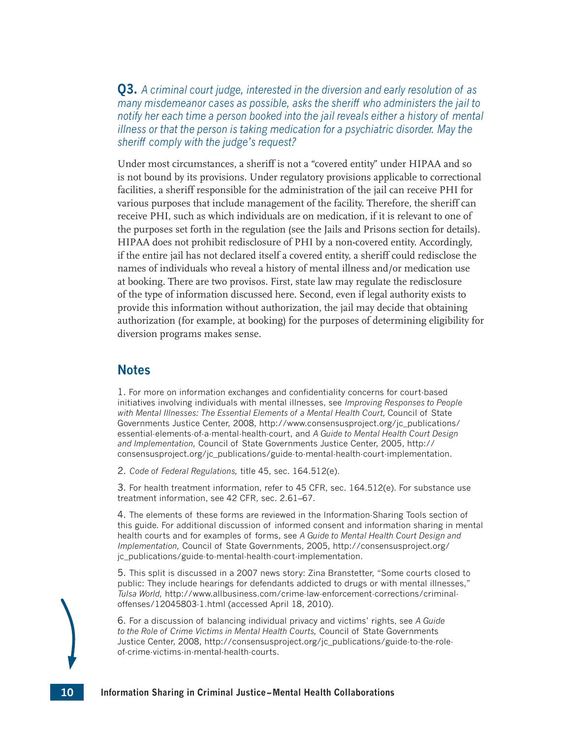**Q3.** *A criminal court judge, interested in the diversion and early resolution of as many misdemeanor cases as possible, asks the sheriff who administers the jail to notify her each time a person booked into the jail reveals either a history of mental illness or that the person is taking medication for a psychiatric disorder. May the sheriff comply with the judge's request?*

Under most circumstances, a sheriff is not a "covered entity" under HIPAA and so is not bound by its provisions. Under regulatory provisions applicable to correctional facilities, a sheriff responsible for the administration of the jail can receive PHI for various purposes that include management of the facility. Therefore, the sheriff can receive PHI, such as which individuals are on medication, if it is relevant to one of the purposes set forth in the regulation (see the Jails and Prisons section for details). HIPAA does not prohibit redisclosure of PHI by a non-covered entity. Accordingly, if the entire jail has not declared itself a covered entity, a sheriff could redisclose the names of individuals who reveal a history of mental illness and/or medication use at booking. There are two provisos. First, state law may regulate the redisclosure of the type of information discussed here. Second, even if legal authority exists to provide this information without authorization, the jail may decide that obtaining authorization (for example, at booking) for the purposes of determining eligibility for diversion programs makes sense.

## Notes

1. For more on information exchanges and confidentiality concerns for court-based initiatives involving individuals with mental illnesses, see *Improving Responses to People with Mental Illnesses: The Essential Elements of a Mental Health Court,* Council of State Governments Justice Center, 2008, http://www.consensusproject.org/jc_publications/essential-elements-of-a-mental-health-court, and *A Guide to Mental Health Court Design and Implementation,* Council of State Governments Justice Center, 2005, http://consensusproject.org/jc_publications/guide-to-mental-health-court-implementation.

2. *Code of Federal Regulations,* title 45, sec. 164.512(e).

3. For health treatment information, refer to 45 CFR, sec. 164.512(e). For substance use treatment information, see 42 CFR, sec. 2.61–67.

4. The elements of these forms are reviewed in the Information-Sharing Tools section of this guide. For additional discussion of informed consent and information sharing in mental health courts and for examples of forms, see *A Guide to Mental Health Court Design and Implementation,* Council of State Governments, 2005, http://consensusproject.org/jc_publications/guide-to-mental-health-court-implementation.

5. This split is discussed in a 2007 news story: Zina Branstetter, "Some courts closed to public: They include hearings for defendants addicted to drugs or with mental illnesses," *Tulsa World,* http://www.allbusiness.com/crime-law-enforcement-corrections/criminal-offenses/12045803-1.html (accessed April 18, 2010).

6. For a discussion of balancing individual privacy and victims' rights, see *A Guide to the Role of Crime Victims in Mental Health Courts,* Council of State Governments Justice Center, 2008, http://consensusproject.org/jc_publications/guide-to-the-role-of-crime-victims-in-mental-health-courts.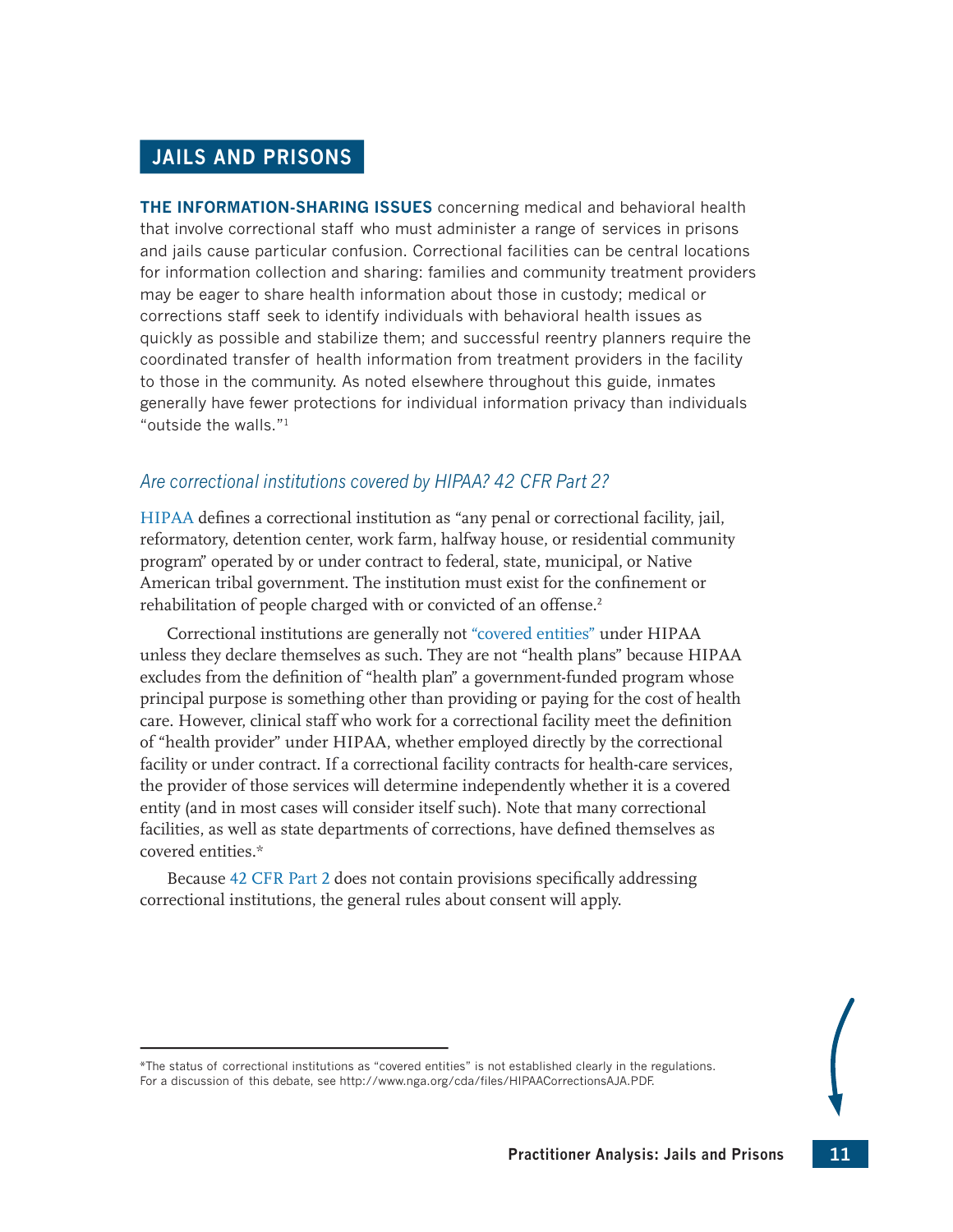## JAILS AND PRISONS

**THE INFORMATION-SHARING ISSUES** concerning medical and behavioral health that involve correctional staff who must administer a range of services in prisons and jails cause particular confusion. Correctional facilities can be central locations for information collection and sharing: families and community treatment providers may be eager to share health information about those in custody; medical or corrections staff seek to identify individuals with behavioral health issues as quickly as possible and stabilize them; and successful reentry planners require the coordinated transfer of health information from treatment providers in the facility to those in the community. As noted elsewhere throughout this guide, inmates generally have fewer protections for individual information privacy than individuals "outside the walls."[1]

### *Are correctional institutions covered by HIPAA? 42 CFR Part 2?*

HIPAA defines a correctional institution as "any penal or correctional facility, jail, reformatory, detention center, work farm, halfway house, or residential community program" operated by or under contract to federal, state, municipal, or Native American tribal government. The institution must exist for the confinement or rehabilitation of people charged with or convicted of an offense.[2]

Correctional institutions are generally not "covered entities" under HIPAA unless they declare themselves as such. They are not "health plans" because HIPAA excludes from the definition of "health plan" a government-funded program whose principal purpose is something other than providing or paying for the cost of health care. However, clinical staff who work for a correctional facility meet the definition of "health provider" under HIPAA, whether employed directly by the correctional facility or under contract. If a correctional facility contracts for health-care services, the provider of those services will determine independently whether it is a covered entity (and in most cases will consider itself such). Note that many correctional facilities, as well as state departments of corrections, have defined themselves as covered entities.*

Because 42 CFR Part 2 does not contain provisions specifically addressing correctional institutions, the general rules about consent will apply.

---

*The status of correctional institutions as "covered entities" is not established clearly in the regulations. For a discussion of this debate, see http://www.nga.org/cda/files/HIPAACorrectionsAJA.PDF.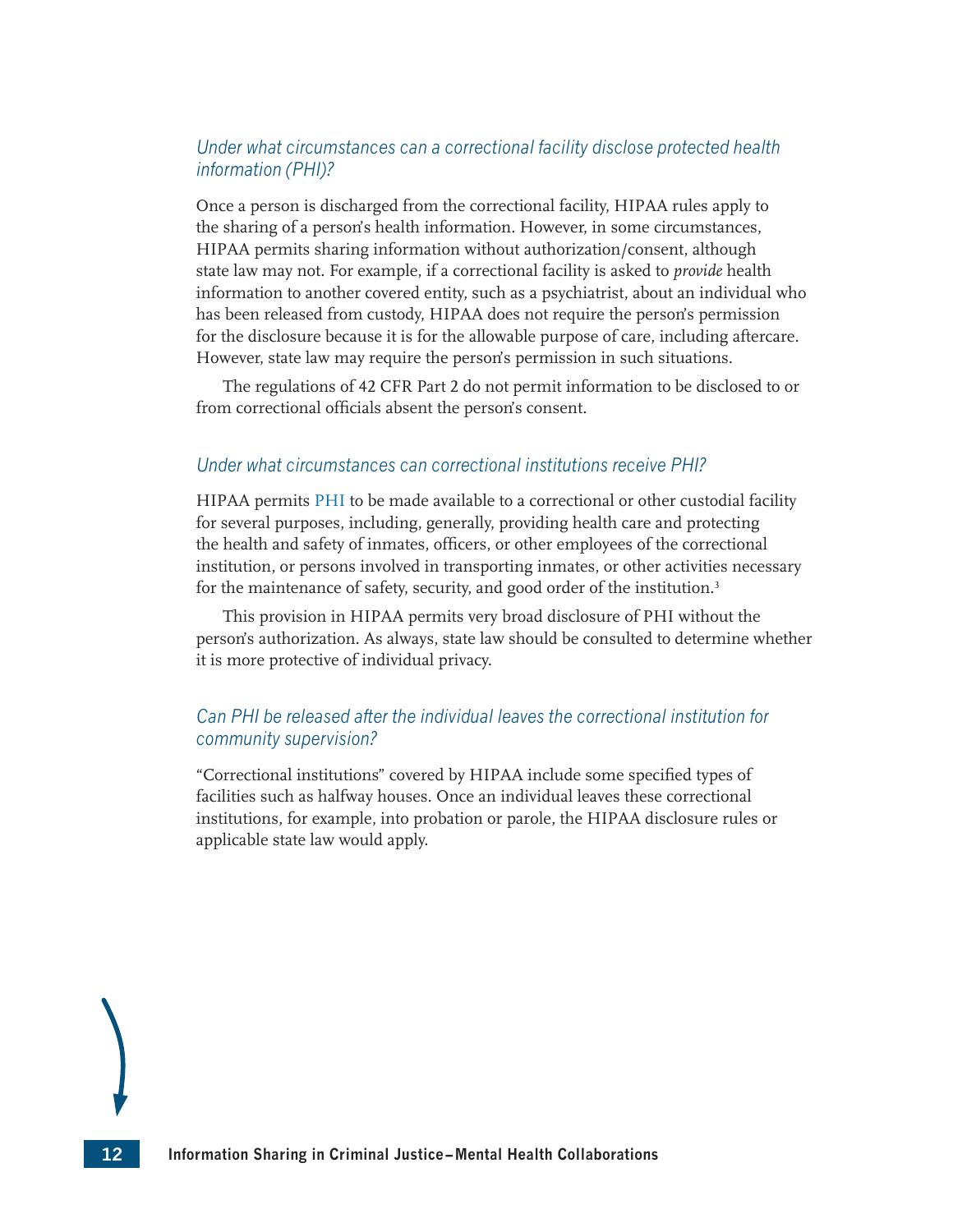### *Under what circumstances can a correctional facility disclose protected health information (PHI)?*

Once a person is discharged from the correctional facility, HIPAA rules apply to the sharing of a person's health information. However, in some circumstances, HIPAA permits sharing information without authorization/consent, although state law may not. For example, if a correctional facility is asked to *provide* health information to another covered entity, such as a psychiatrist, about an individual who has been released from custody, HIPAA does not require the person's permission for the disclosure because it is for the allowable purpose of care, including aftercare. However, state law may require the person's permission in such situations.

The regulations of 42 CFR Part 2 do not permit information to be disclosed to or from correctional officials absent the person's consent.

### *Under what circumstances can correctional institutions receive PHI?*

HIPAA permits PHI to be made available to a correctional or other custodial facility for several purposes, including, generally, providing health care and protecting the health and safety of inmates, officers, or other employees of the correctional institution, or persons involved in transporting inmates, or other activities necessary for the maintenance of safety, security, and good order of the institution.[3]

This provision in HIPAA permits very broad disclosure of PHI without the person's authorization. As always, state law should be consulted to determine whether it is more protective of individual privacy.

### *Can PHI be released after the individual leaves the correctional institution for community supervision?*

"Correctional institutions" covered by HIPAA include some specified types of facilities such as halfway houses. Once an individual leaves these correctional institutions, for example, into probation or parole, the HIPAA disclosure rules or applicable state law would apply.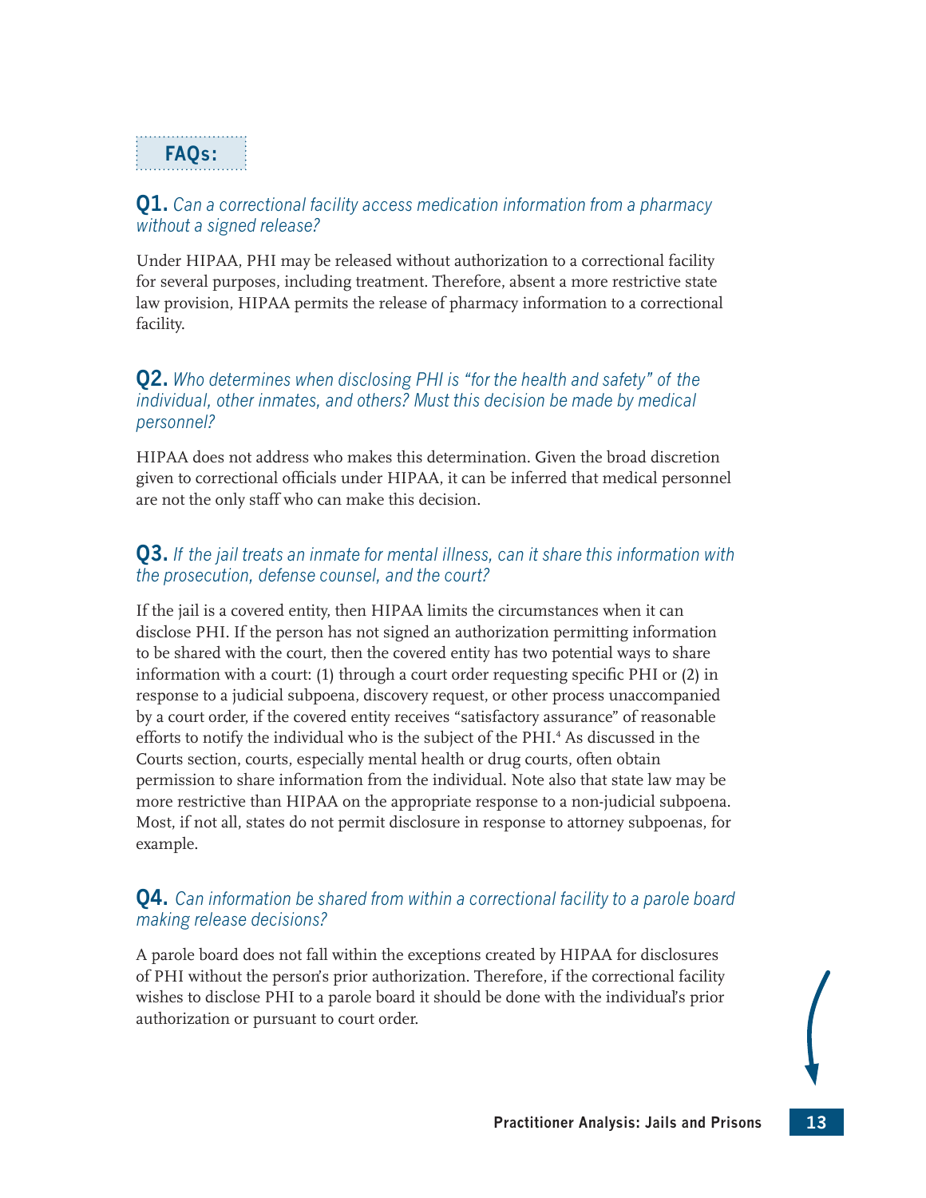## FAQs:

**Q1.** *Can a correctional facility access medication information from a pharmacy without a signed release?*

Under HIPAA, PHI may be released without authorization to a correctional facility for several purposes, including treatment. Therefore, absent a more restrictive state law provision, HIPAA permits the release of pharmacy information to a correctional facility.

**Q2.** *Who determines when disclosing PHI is "for the health and safety" of the individual, other inmates, and others? Must this decision be made by medical personnel?*

HIPAA does not address who makes this determination. Given the broad discretion given to correctional officials under HIPAA, it can be inferred that medical personnel are not the only staff who can make this decision.

**Q3.** *If the jail treats an inmate for mental illness, can it share this information with the prosecution, defense counsel, and the court?*

If the jail is a covered entity, then HIPAA limits the circumstances when it can disclose PHI. If the person has not signed an authorization permitting information to be shared with the court, then the covered entity has two potential ways to share information with a court: (1) through a court order requesting specific PHI or (2) in response to a judicial subpoena, discovery request, or other process unaccompanied by a court order, if the covered entity receives "satisfactory assurance" of reasonable efforts to notify the individual who is the subject of the PHI.[4] As discussed in the Courts section, courts, especially mental health or drug courts, often obtain permission to share information from the individual. Note also that state law may be more restrictive than HIPAA on the appropriate response to a non-judicial subpoena. Most, if not all, states do not permit disclosure in response to attorney subpoenas, for example.

**Q4.** *Can information be shared from within a correctional facility to a parole board making release decisions?*

A parole board does not fall within the exceptions created by HIPAA for disclosures of PHI without the person's prior authorization. Therefore, if the correctional facility wishes to disclose PHI to a parole board it should be done with the individual's prior authorization or pursuant to court order.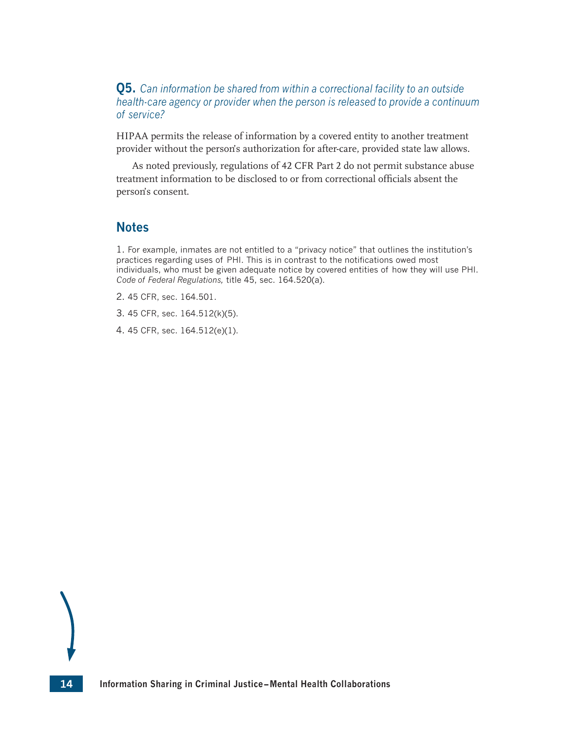**Q5.** *Can information be shared from within a correctional facility to an outside health-care agency or provider when the person is released to provide a continuum of service?*

HIPAA permits the release of information by a covered entity to another treatment provider without the person's authorization for after-care, provided state law allows.

As noted previously, regulations of 42 CFR Part 2 do not permit substance abuse treatment information to be disclosed to or from correctional officials absent the person's consent.

## Notes

1. For example, inmates are not entitled to a "privacy notice" that outlines the institution's practices regarding uses of PHI. This is in contrast to the notifications owed most individuals, who must be given adequate notice by covered entities of how they will use PHI. *Code of Federal Regulations,* title 45, sec. 164.520(a).

2. 45 CFR, sec. 164.501.

3. 45 CFR, sec. 164.512(k)(5).

4. 45 CFR, sec. 164.512(e)(1).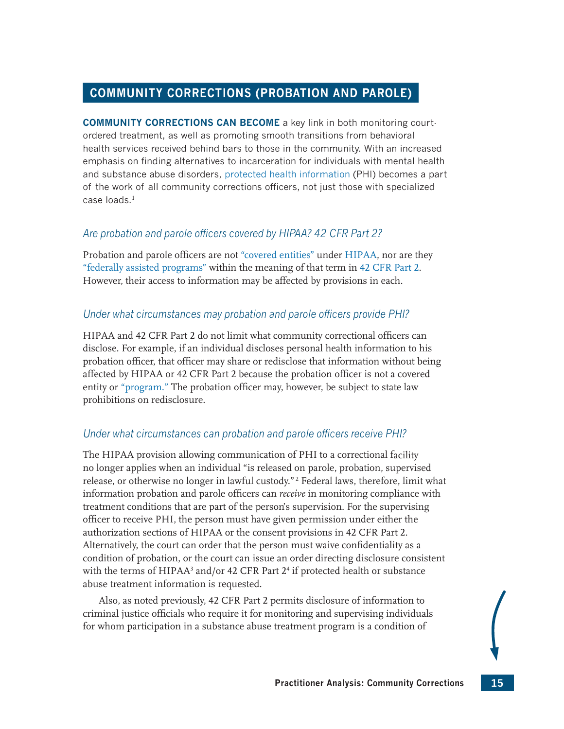## COMMUNITY CORRECTIONS (PROBATION AND PAROLE)

**COMMUNITY CORRECTIONS CAN BECOME** a key link in both monitoring court-ordered treatment, as well as promoting smooth transitions from behavioral health services received behind bars to those in the community. With an increased emphasis on finding alternatives to incarceration for individuals with mental health and substance abuse disorders, protected health information (PHI) becomes a part of the work of all community corrections officers, not just those with specialized case loads.[1]

### *Are probation and parole officers covered by HIPAA? 42 CFR Part 2?*

Probation and parole officers are not "covered entities" under HIPAA, nor are they "federally assisted programs" within the meaning of that term in 42 CFR Part 2. However, their access to information may be affected by provisions in each.

### *Under what circumstances may probation and parole officers provide PHI?*

HIPAA and 42 CFR Part 2 do not limit what community correctional officers can disclose. For example, if an individual discloses personal health information to his probation officer, that officer may share or redisclose that information without being affected by HIPAA or 42 CFR Part 2 because the probation officer is not a covered entity or "program." The probation officer may, however, be subject to state law prohibitions on redisclosure.

### *Under what circumstances can probation and parole officers receive PHI?*

The HIPAA provision allowing communication of PHI to a correctional facility no longer applies when an individual "is released on parole, probation, supervised release, or otherwise no longer in lawful custody."[2] Federal laws, therefore, limit what information probation and parole officers can *receive* in monitoring compliance with treatment conditions that are part of the person's supervision. For the supervising officer to receive PHI, the person must have given permission under either the authorization sections of HIPAA or the consent provisions in 42 CFR Part 2. Alternatively, the court can order that the person must waive confidentiality as a condition of probation, or the court can issue an order directing disclosure consistent with the terms of HIPAA[3] and/or 42 CFR Part 2[4] if protected health or substance abuse treatment information is requested.

Also, as noted previously, 42 CFR Part 2 permits disclosure of information to criminal justice officials who require it for monitoring and supervising individuals for whom participation in a substance abuse treatment program is a condition of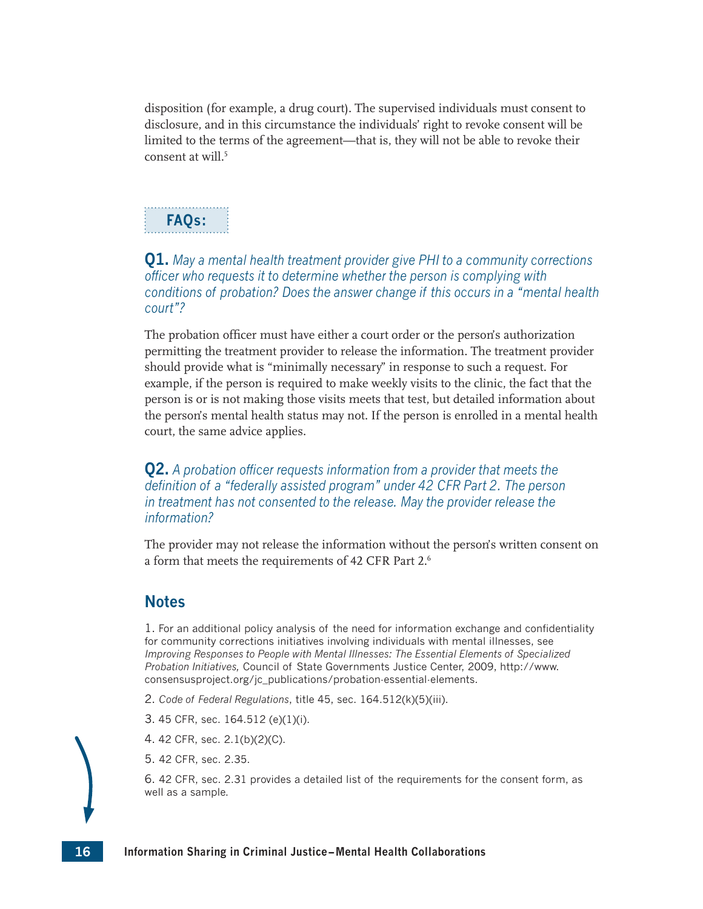disposition (for example, a drug court). The supervised individuals must consent to disclosure, and in this circumstance the individuals' right to revoke consent will be limited to the terms of the agreement—that is, they will not be able to revoke their consent at will.[5]

**FAQs:**

**Q1.** *May a mental health treatment provider give PHI to a community corrections officer who requests it to determine whether the person is complying with conditions of probation? Does the answer change if this occurs in a "mental health court"?*

The probation officer must have either a court order or the person's authorization permitting the treatment provider to release the information. The treatment provider should provide what is "minimally necessary" in response to such a request. For example, if the person is required to make weekly visits to the clinic, the fact that the person is or is not making those visits meets that test, but detailed information about the person's mental health status may not. If the person is enrolled in a mental health court, the same advice applies.

**Q2.** *A probation officer requests information from a provider that meets the definition of a "federally assisted program" under 42 CFR Part 2. The person in treatment has not consented to the release. May the provider release the information?*

The provider may not release the information without the person's written consent on a form that meets the requirements of 42 CFR Part 2.[6]

## Notes

1. For an additional policy analysis of the need for information exchange and confidentiality for community corrections initiatives involving individuals with mental illnesses, see *Improving Responses to People with Mental Illnesses: The Essential Elements of Specialized Probation Initiatives,* Council of State Governments Justice Center, 2009, http://www.consensusproject.org/jc_publications/probation-essential-elements.

2. *Code of Federal Regulations*, title 45, sec. 164.512(k)(5)(iii).

3. 45 CFR, sec. 164.512 (e)(1)(i).

4. 42 CFR, sec. 2.1(b)(2)(C).

5. 42 CFR, sec. 2.35.

6. 42 CFR, sec. 2.31 provides a detailed list of the requirements for the consent form, as well as a sample.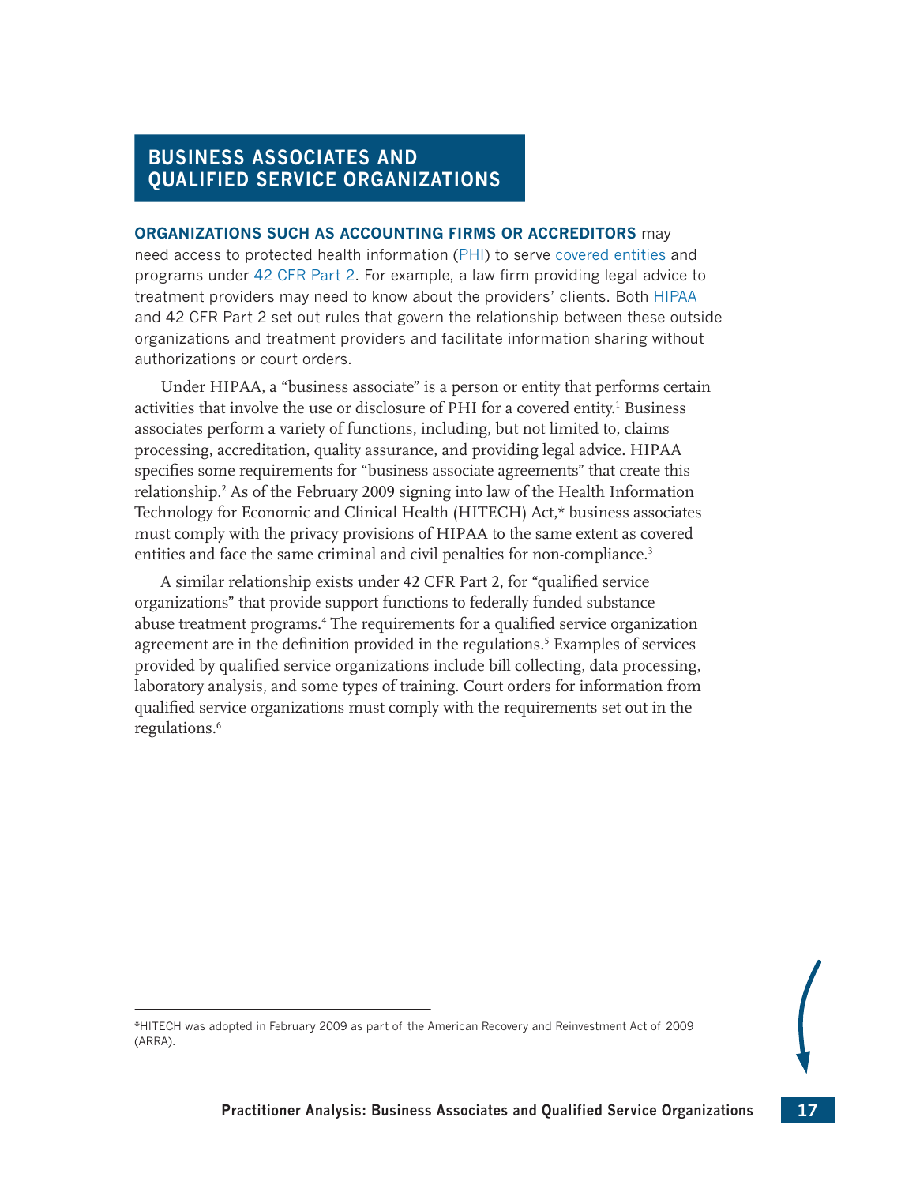## BUSINESS ASSOCIATES AND QUALIFIED SERVICE ORGANIZATIONS

**ORGANIZATIONS SUCH AS ACCOUNTING FIRMS OR ACCREDITORS** may need access to protected health information (PHI) to serve covered entities and programs under 42 CFR Part 2. For example, a law firm providing legal advice to treatment providers may need to know about the providers' clients. Both HIPAA and 42 CFR Part 2 set out rules that govern the relationship between these outside organizations and treatment providers and facilitate information sharing without authorizations or court orders.

Under HIPAA, a "business associate" is a person or entity that performs certain activities that involve the use or disclosure of PHI for a covered entity.[1] Business associates perform a variety of functions, including, but not limited to, claims processing, accreditation, quality assurance, and providing legal advice. HIPAA specifies some requirements for "business associate agreements" that create this relationship.[2] As of the February 2009 signing into law of the Health Information Technology for Economic and Clinical Health (HITECH) Act,* business associates must comply with the privacy provisions of HIPAA to the same extent as covered entities and face the same criminal and civil penalties for non-compliance.[3]

A similar relationship exists under 42 CFR Part 2, for "qualified service organizations" that provide support functions to federally funded substance abuse treatment programs.[4] The requirements for a qualified service organization agreement are in the definition provided in the regulations.[5] Examples of services provided by qualified service organizations include bill collecting, data processing, laboratory analysis, and some types of training. Court orders for information from qualified service organizations must comply with the requirements set out in the regulations.[6]

*HITECH was adopted in February 2009 as part of the American Recovery and Reinvestment Act of 2009 (ARRA).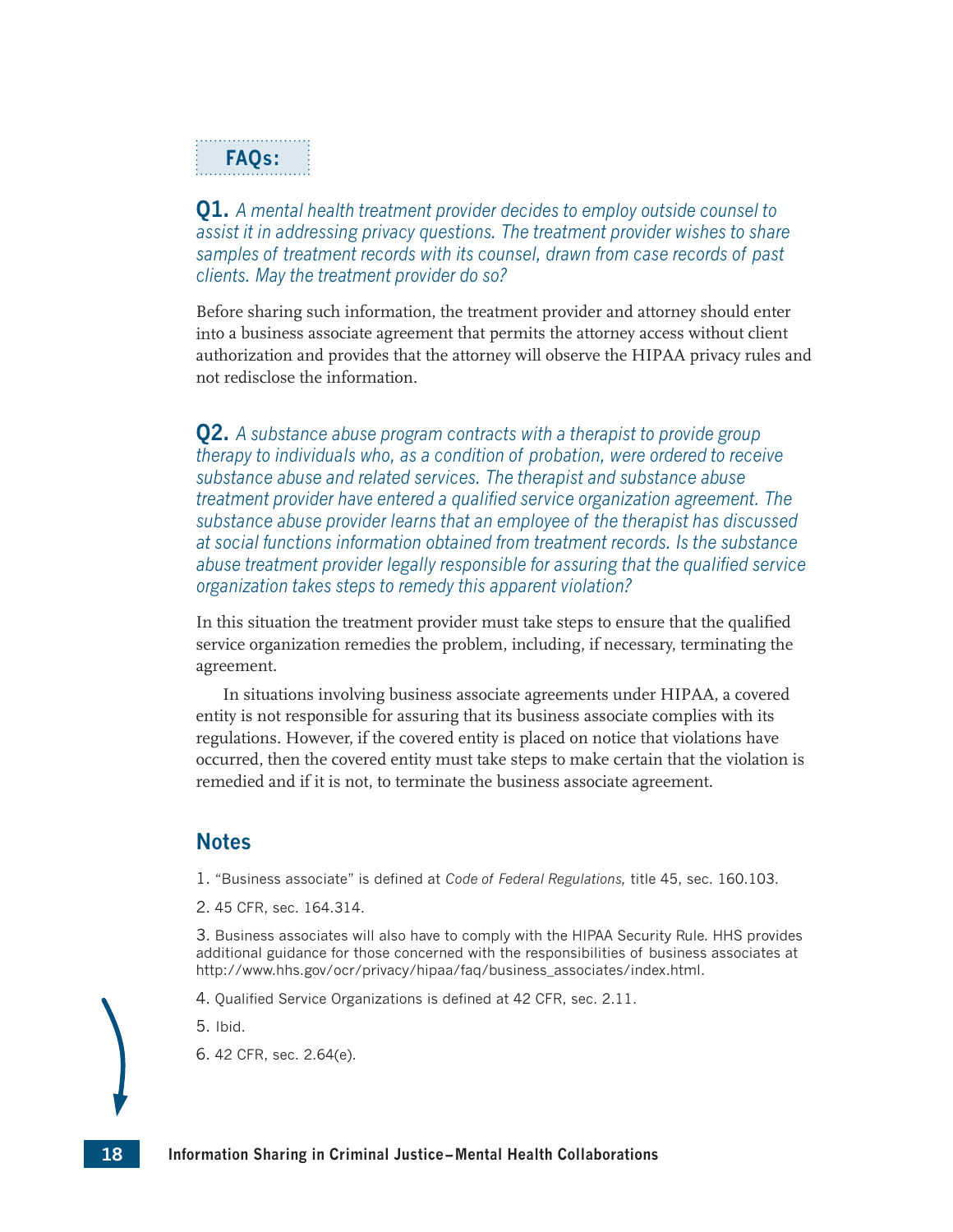### FAQs:

**Q1.** *A mental health treatment provider decides to employ outside counsel to assist it in addressing privacy questions. The treatment provider wishes to share samples of treatment records with its counsel, drawn from case records of past clients. May the treatment provider do so?*

Before sharing such information, the treatment provider and attorney should enter into a business associate agreement that permits the attorney access without client authorization and provides that the attorney will observe the HIPAA privacy rules and not redisclose the information.

**Q2.** *A substance abuse program contracts with a therapist to provide group therapy to individuals who, as a condition of probation, were ordered to receive substance abuse and related services. The therapist and substance abuse treatment provider have entered a qualified service organization agreement. The substance abuse provider learns that an employee of the therapist has discussed at social functions information obtained from treatment records. Is the substance abuse treatment provider legally responsible for assuring that the qualified service organization takes steps to remedy this apparent violation?*

In this situation the treatment provider must take steps to ensure that the qualified service organization remedies the problem, including, if necessary, terminating the agreement.

In situations involving business associate agreements under HIPAA, a covered entity is not responsible for assuring that its business associate complies with its regulations. However, if the covered entity is placed on notice that violations have occurred, then the covered entity must take steps to make certain that the violation is remedied and if it is not, to terminate the business associate agreement.

## Notes

1. "Business associate" is defined at *Code of Federal Regulations,* title 45, sec. 160.103.
2. 45 CFR, sec. 164.314.
3. Business associates will also have to comply with the HIPAA Security Rule. HHS provides additional guidance for those concerned with the responsibilities of business associates at http://www.hhs.gov/ocr/privacy/hipaa/faq/business_associates/index.html.
4. Qualified Service Organizations is defined at 42 CFR, sec. 2.11.
5. Ibid.
6. 42 CFR, sec. 2.64(e).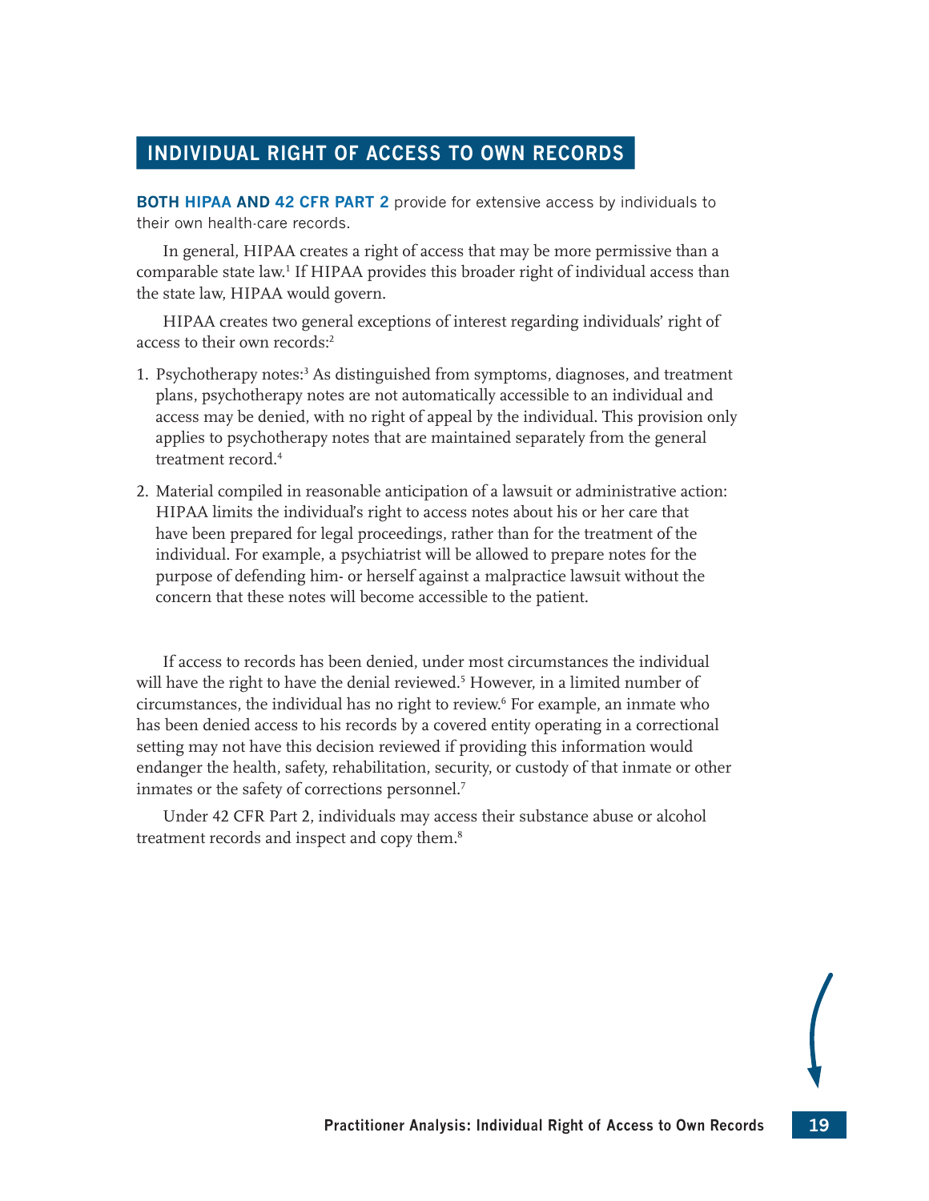## INDIVIDUAL RIGHT OF ACCESS TO OWN RECORDS

**BOTH HIPAA AND 42 CFR PART 2** provide for extensive access by individuals to their own health-care records.

In general, HIPAA creates a right of access that may be more permissive than a comparable state law.[1] If HIPAA provides this broader right of individual access than the state law, HIPAA would govern.

HIPAA creates two general exceptions of interest regarding individuals' right of access to their own records:[2]

1. Psychotherapy notes:[3] As distinguished from symptoms, diagnoses, and treatment plans, psychotherapy notes are not automatically accessible to an individual and access may be denied, with no right of appeal by the individual. This provision only applies to psychotherapy notes that are maintained separately from the general treatment record.[4]
2. Material compiled in reasonable anticipation of a lawsuit or administrative action: HIPAA limits the individual's right to access notes about his or her care that have been prepared for legal proceedings, rather than for the treatment of the individual. For example, a psychiatrist will be allowed to prepare notes for the purpose of defending him- or herself against a malpractice lawsuit without the concern that these notes will become accessible to the patient.

If access to records has been denied, under most circumstances the individual will have the right to have the denial reviewed.[5] However, in a limited number of circumstances, the individual has no right to review.[6] For example, an inmate who has been denied access to his records by a covered entity operating in a correctional setting may not have this decision reviewed if providing this information would endanger the health, safety, rehabilitation, security, or custody of that inmate or other inmates or the safety of corrections personnel.[7]

Under 42 CFR Part 2, individuals may access their substance abuse or alcohol treatment records and inspect and copy them.[8]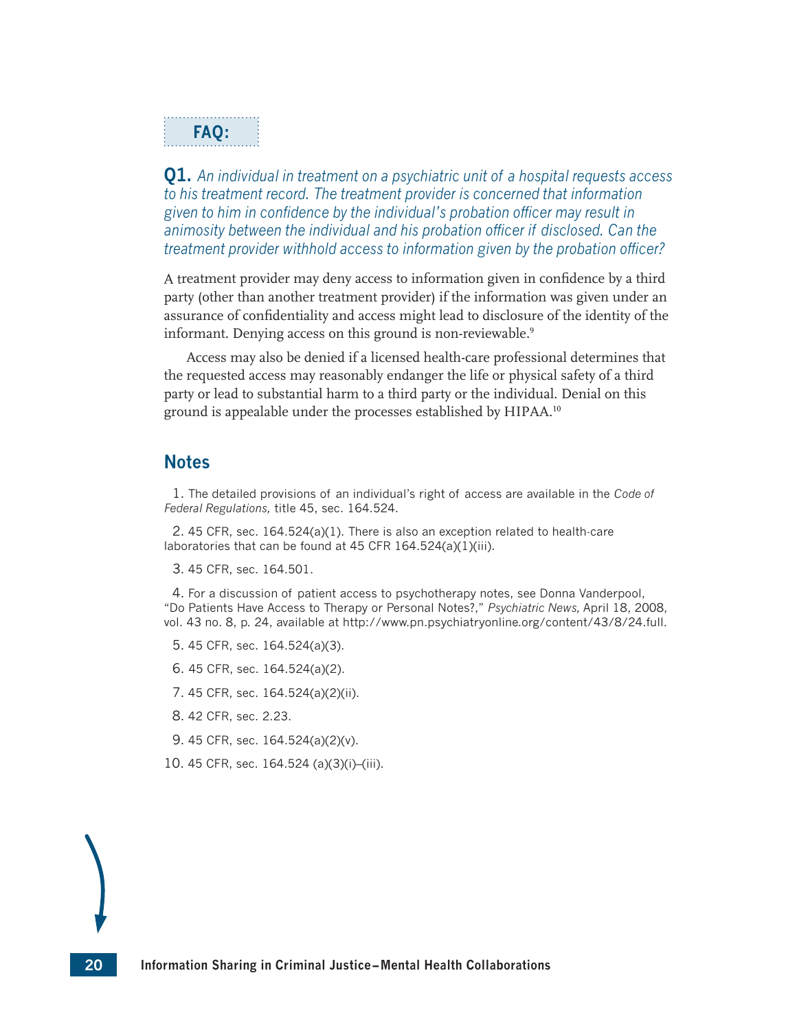**FAQ:**

**Q1.** *An individual in treatment on a psychiatric unit of a hospital requests access to his treatment record. The treatment provider is concerned that information given to him in confidence by the individual's probation officer may result in animosity between the individual and his probation officer if disclosed. Can the treatment provider withhold access to information given by the probation officer?*

A treatment provider may deny access to information given in confidence by a third party (other than another treatment provider) if the information was given under an assurance of confidentiality and access might lead to disclosure of the identity of the informant. Denying access on this ground is non-reviewable.[9]

Access may also be denied if a licensed health-care professional determines that the requested access may reasonably endanger the life or physical safety of a third party or lead to substantial harm to a third party or the individual. Denial on this ground is appealable under the processes established by HIPAA.[10]

## Notes

1. The detailed provisions of an individual's right of access are available in the *Code of Federal Regulations,* title 45, sec. 164.524.
2. 45 CFR, sec. 164.524(a)(1). There is also an exception related to health-care laboratories that can be found at 45 CFR 164.524(a)(1)(iii).
3. 45 CFR, sec. 164.501.
4. For a discussion of patient access to psychotherapy notes, see Donna Vanderpool, "Do Patients Have Access to Therapy or Personal Notes?," *Psychiatric News,* April 18, 2008, vol. 43 no. 8, p. 24, available at http://www.pn.psychiatryonline.org/content/43/8/24.full.
5. 45 CFR, sec. 164.524(a)(3).
6. 45 CFR, sec. 164.524(a)(2).
7. 45 CFR, sec. 164.524(a)(2)(ii).
8. 42 CFR, sec. 2.23.
9. 45 CFR, sec. 164.524(a)(2)(v).
10. 45 CFR, sec. 164.524 (a)(3)(i)–(iii).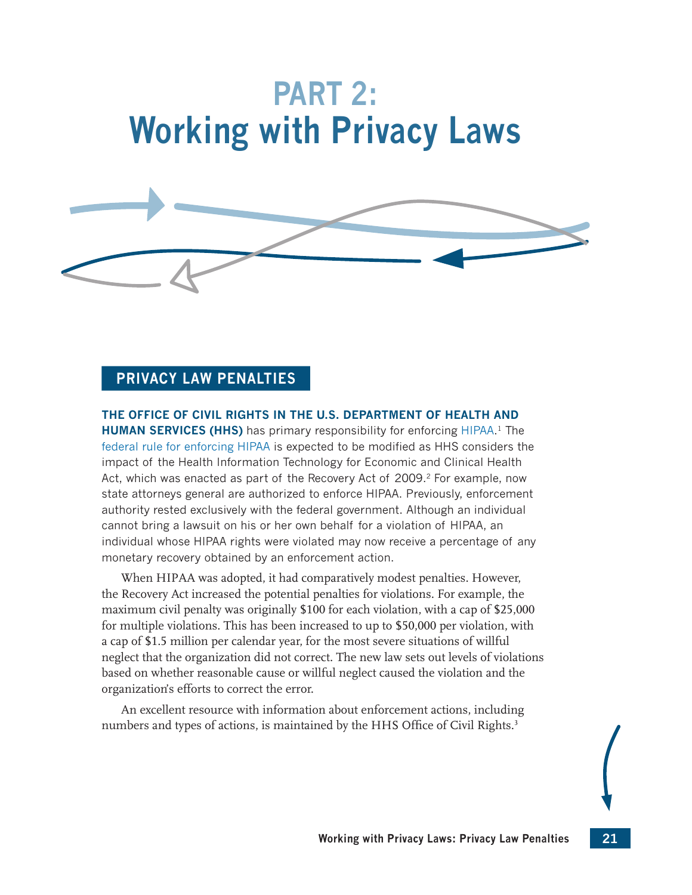# PART 2:
# Working with Privacy Laws

## PRIVACY LAW PENALTIES

**THE OFFICE OF CIVIL RIGHTS IN THE U.S. DEPARTMENT OF HEALTH AND HUMAN SERVICES (HHS)** has primary responsibility for enforcing HIPAA.[1] The federal rule for enforcing HIPAA is expected to be modified as HHS considers the impact of the Health Information Technology for Economic and Clinical Health Act, which was enacted as part of the Recovery Act of 2009.[2] For example, now state attorneys general are authorized to enforce HIPAA. Previously, enforcement authority rested exclusively with the federal government. Although an individual cannot bring a lawsuit on his or her own behalf for a violation of HIPAA, an individual whose HIPAA rights were violated may now receive a percentage of any monetary recovery obtained by an enforcement action.

When HIPAA was adopted, it had comparatively modest penalties. However, the Recovery Act increased the potential penalties for violations. For example, the maximum civil penalty was originally $100 for each violation, with a cap of $25,000 for multiple violations. This has been increased to up to $50,000 per violation, with a cap of $1.5 million per calendar year, for the most severe situations of willful neglect that the organization did not correct. The new law sets out levels of violations based on whether reasonable cause or willful neglect caused the violation and the organization's efforts to correct the error.

An excellent resource with information about enforcement actions, including numbers and types of actions, is maintained by the HHS Office of Civil Rights.[3]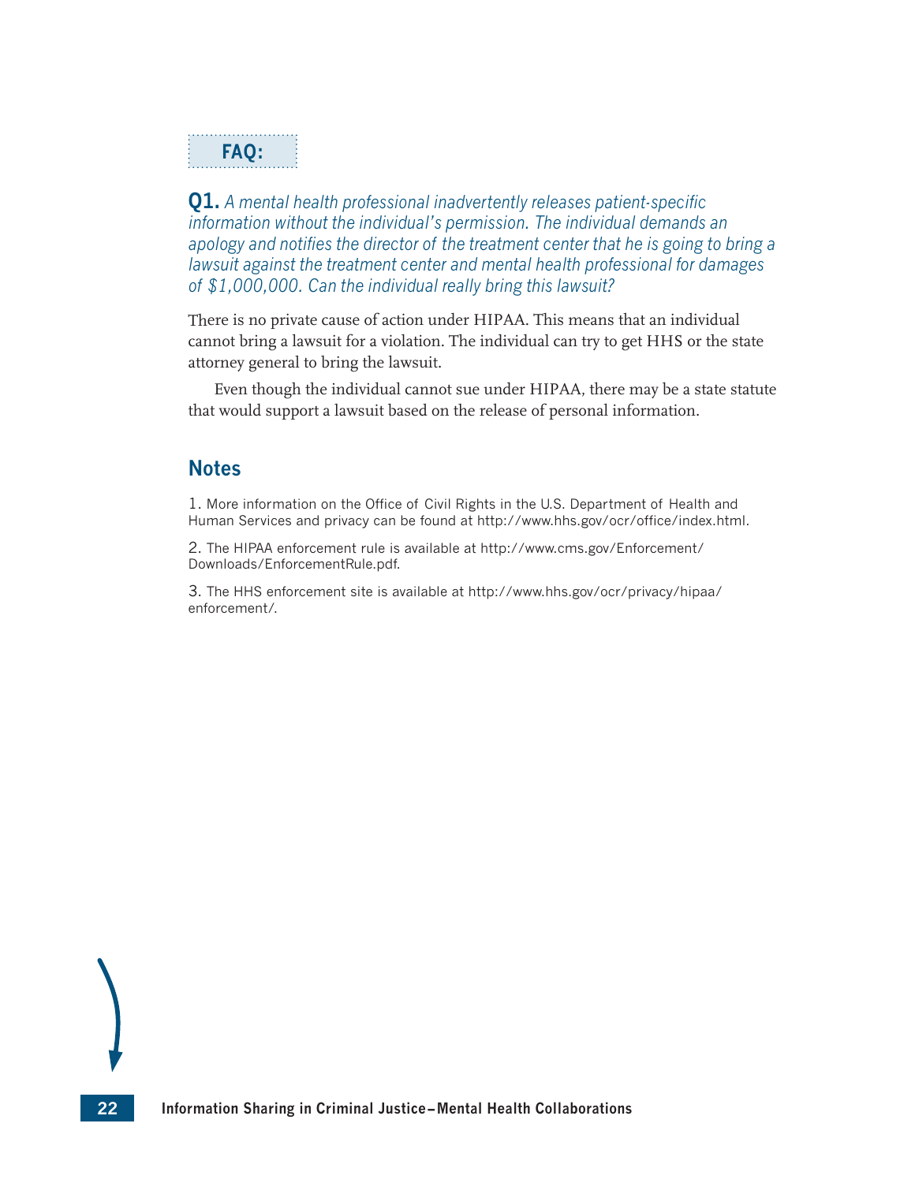**FAQ:**

**Q1.** *A mental health professional inadvertently releases patient-specific information without the individual's permission. The individual demands an apology and notifies the director of the treatment center that he is going to bring a lawsuit against the treatment center and mental health professional for damages of $1,000,000. Can the individual really bring this lawsuit?*

There is no private cause of action under HIPAA. This means that an individual cannot bring a lawsuit for a violation. The individual can try to get HHS or the state attorney general to bring the lawsuit.

Even though the individual cannot sue under HIPAA, there may be a state statute that would support a lawsuit based on the release of personal information.

## Notes

1. More information on the Office of Civil Rights in the U.S. Department of Health and Human Services and privacy can be found at http://www.hhs.gov/ocr/office/index.html.

2. The HIPAA enforcement rule is available at http://www.cms.gov/Enforcement/Downloads/EnforcementRule.pdf.

3. The HHS enforcement site is available at http://www.hhs.gov/ocr/privacy/hipaa/enforcement/.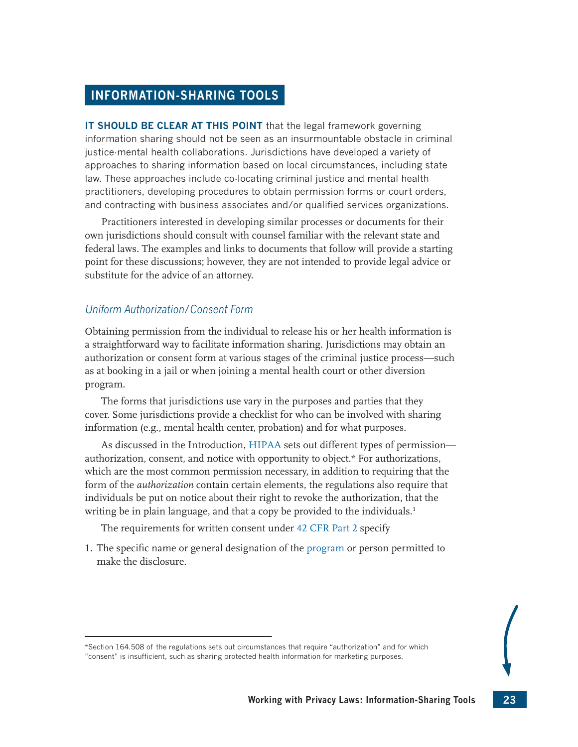## INFORMATION-SHARING TOOLS

**IT SHOULD BE CLEAR AT THIS POINT** that the legal framework governing information sharing should not be seen as an insurmountable obstacle in criminal justice-mental health collaborations. Jurisdictions have developed a variety of approaches to sharing information based on local circumstances, including state law. These approaches include co-locating criminal justice and mental health practitioners, developing procedures to obtain permission forms or court orders, and contracting with business associates and/or qualified services organizations.

Practitioners interested in developing similar processes or documents for their own jurisdictions should consult with counsel familiar with the relevant state and federal laws. The examples and links to documents that follow will provide a starting point for these discussions; however, they are not intended to provide legal advice or substitute for the advice of an attorney.

### *Uniform Authorization/Consent Form*

Obtaining permission from the individual to release his or her health information is a straightforward way to facilitate information sharing. Jurisdictions may obtain an authorization or consent form at various stages of the criminal justice process—such as at booking in a jail or when joining a mental health court or other diversion program.

The forms that jurisdictions use vary in the purposes and parties that they cover. Some jurisdictions provide a checklist for who can be involved with sharing information (e.g., mental health center, probation) and for what purposes.

As discussed in the Introduction, HIPAA sets out different types of permission—authorization, consent, and notice with opportunity to object.* For authorizations, which are the most common permission necessary, in addition to requiring that the form of the *authorization* contain certain elements, the regulations also require that individuals be put on notice about their right to revoke the authorization, that the writing be in plain language, and that a copy be provided to the individuals.[1]

The requirements for written consent under 42 CFR Part 2 specify

1. The specific name or general designation of the program or person permitted to make the disclosure.

---

*Section 164.508 of the regulations sets out circumstances that require "authorization" and for which "consent" is insufficient, such as sharing protected health information for marketing purposes.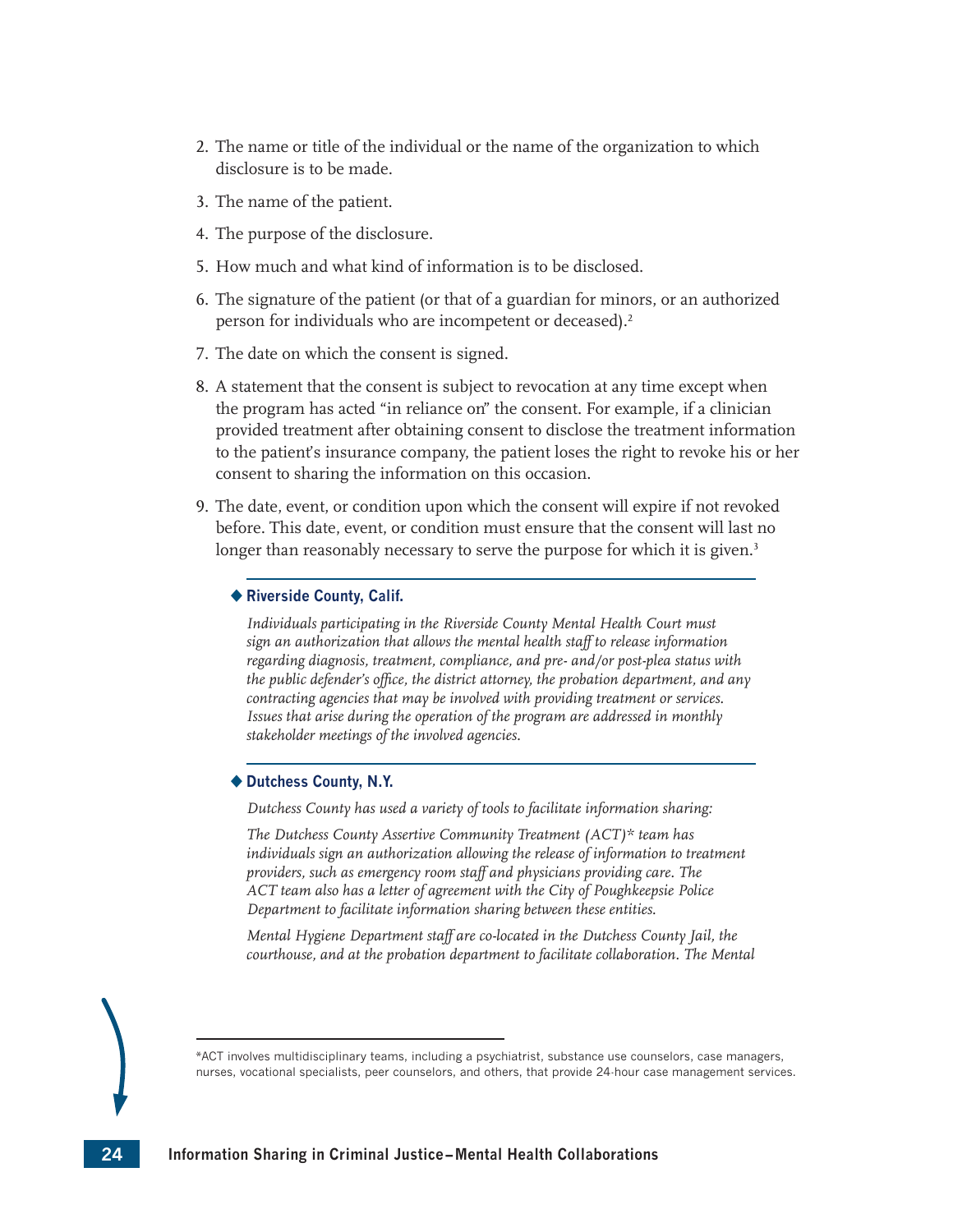2. The name or title of the individual or the name of the organization to which disclosure is to be made.
3. The name of the patient.
4. The purpose of the disclosure.
5. How much and what kind of information is to be disclosed.
6. The signature of the patient (or that of a guardian for minors, or an authorized person for individuals who are incompetent or deceased).[2]
7. The date on which the consent is signed.
8. A statement that the consent is subject to revocation at any time except when the program has acted "in reliance on" the consent. For example, if a clinician provided treatment after obtaining consent to disclose the treatment information to the patient's insurance company, the patient loses the right to revoke his or her consent to sharing the information on this occasion.
9. The date, event, or condition upon which the consent will expire if not revoked before. This date, event, or condition must ensure that the consent will last no longer than reasonably necessary to serve the purpose for which it is given.[3]

---

◆ **Riverside County, Calif.**

*Individuals participating in the Riverside County Mental Health Court must sign an authorization that allows the mental health staff to release information regarding diagnosis, treatment, compliance, and pre- and/or post-plea status with the public defender's office, the district attorney, the probation department, and any contracting agencies that may be involved with providing treatment or services. Issues that arise during the operation of the program are addressed in monthly stakeholder meetings of the involved agencies.*

---

◆ **Dutchess County, N.Y.**

*Dutchess County has used a variety of tools to facilitate information sharing:*

*The Dutchess County Assertive Community Treatment (ACT)* team has individuals sign an authorization allowing the release of information to treatment providers, such as emergency room staff and physicians providing care. The ACT team also has a letter of agreement with the City of Poughkeepsie Police Department to facilitate information sharing between these entities.*

*Mental Hygiene Department staff are co-located in the Dutchess County Jail, the courthouse, and at the probation department to facilitate collaboration. The Mental*

---

*ACT involves multidisciplinary teams, including a psychiatrist, substance use counselors, case managers, nurses, vocational specialists, peer counselors, and others, that provide 24-hour case management services.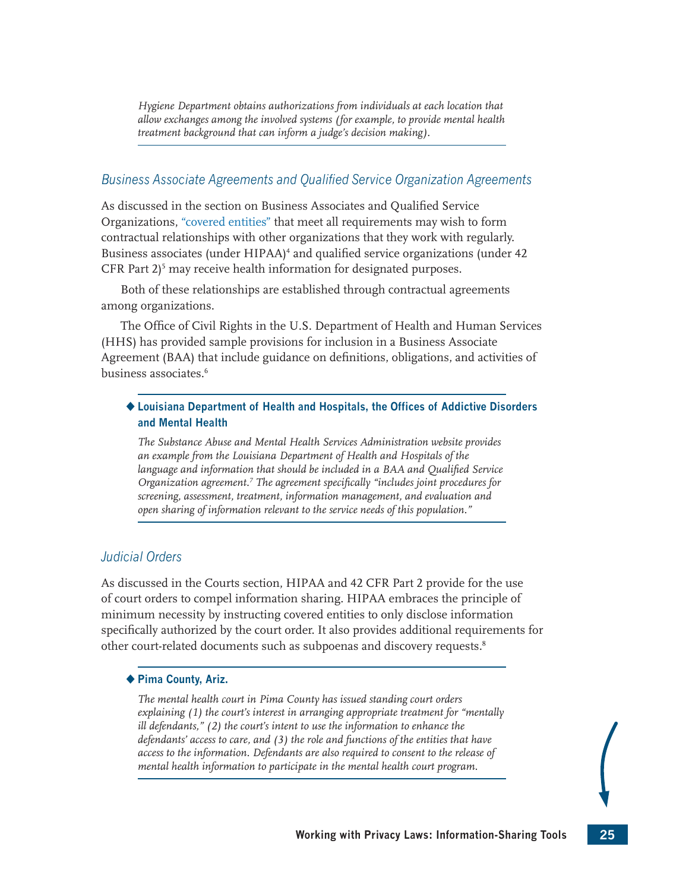*Hygiene Department obtains authorizations from individuals at each location that allow exchanges among the involved systems (for example, to provide mental health treatment background that can inform a judge's decision making).*

### *Business Associate Agreements and Qualified Service Organization Agreements*

As discussed in the section on Business Associates and Qualified Service Organizations, "covered entities" that meet all requirements may wish to form contractual relationships with other organizations that they work with regularly. Business associates (under HIPAA)[4] and qualified service organizations (under 42 CFR Part 2)[5] may receive health information for designated purposes.

Both of these relationships are established through contractual agreements among organizations.

The Office of Civil Rights in the U.S. Department of Health and Human Services (HHS) has provided sample provisions for inclusion in a Business Associate Agreement (BAA) that include guidance on definitions, obligations, and activities of business associates.[6]

◆ **Louisiana Department of Health and Hospitals, the Offices of Addictive Disorders and Mental Health**

*The Substance Abuse and Mental Health Services Administration website provides an example from the Louisiana Department of Health and Hospitals of the language and information that should be included in a BAA and Qualified Service Organization agreement.[7] The agreement specifically "includes joint procedures for screening, assessment, treatment, information management, and evaluation and open sharing of information relevant to the service needs of this population."*

### *Judicial Orders*

As discussed in the Courts section, HIPAA and 42 CFR Part 2 provide for the use of court orders to compel information sharing. HIPAA embraces the principle of minimum necessity by instructing covered entities to only disclose information specifically authorized by the court order. It also provides additional requirements for other court-related documents such as subpoenas and discovery requests.[8]

◆ **Pima County, Ariz.**

*The mental health court in Pima County has issued standing court orders explaining (1) the court's interest in arranging appropriate treatment for "mentally ill defendants," (2) the court's intent to use the information to enhance the defendants' access to care, and (3) the role and functions of the entities that have access to the information. Defendants are also required to consent to the release of mental health information to participate in the mental health court program.*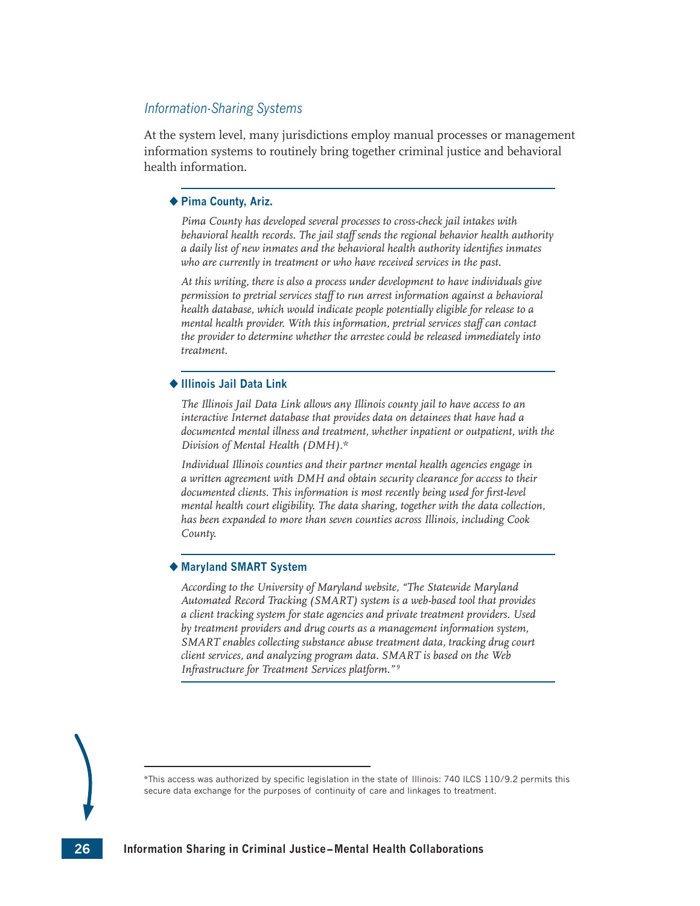### *Information-Sharing Systems*

At the system level, many jurisdictions employ manual processes or management information systems to routinely bring together criminal justice and behavioral health information.

---

#### ◆ Pima County, Ariz.

*Pima County has developed several processes to cross-check jail intakes with behavioral health records. The jail staff sends the regional behavior health authority a daily list of new inmates and the behavioral health authority identifies inmates who are currently in treatment or who have received services in the past.*

*At this writing, there is also a process under development to have individuals give permission to pretrial services staff to run arrest information against a behavioral health database, which would indicate people potentially eligible for release to a mental health provider. With this information, pretrial services staff can contact the provider to determine whether the arrestee could be released immediately into treatment.*

---

#### ◆ Illinois Jail Data Link

*The Illinois Jail Data Link allows any Illinois county jail to have access to an interactive Internet database that provides data on detainees that have had a documented mental illness and treatment, whether inpatient or outpatient, with the Division of Mental Health (DMH).**

*Individual Illinois counties and their partner mental health agencies engage in a written agreement with DMH and obtain security clearance for access to their documented clients. This information is most recently being used for first-level mental health court eligibility. The data sharing, together with the data collection, has been expanded to more than seven counties across Illinois, including Cook County.*

---

#### ◆ Maryland SMART System

*According to the University of Maryland website, "The Statewide Maryland Automated Record Tracking (SMART) system is a web-based tool that provides a client tracking system for state agencies and private treatment providers. Used by treatment providers and drug courts as a management information system, SMART enables collecting substance abuse treatment data, tracking drug court client services, and analyzing program data. SMART is based on the Web Infrastructure for Treatment Services platform."*[9]

---

*This access was authorized by specific legislation in the state of Illinois: 740 ILCS 110/9.2 permits this secure data exchange for the purposes of continuity of care and linkages to treatment.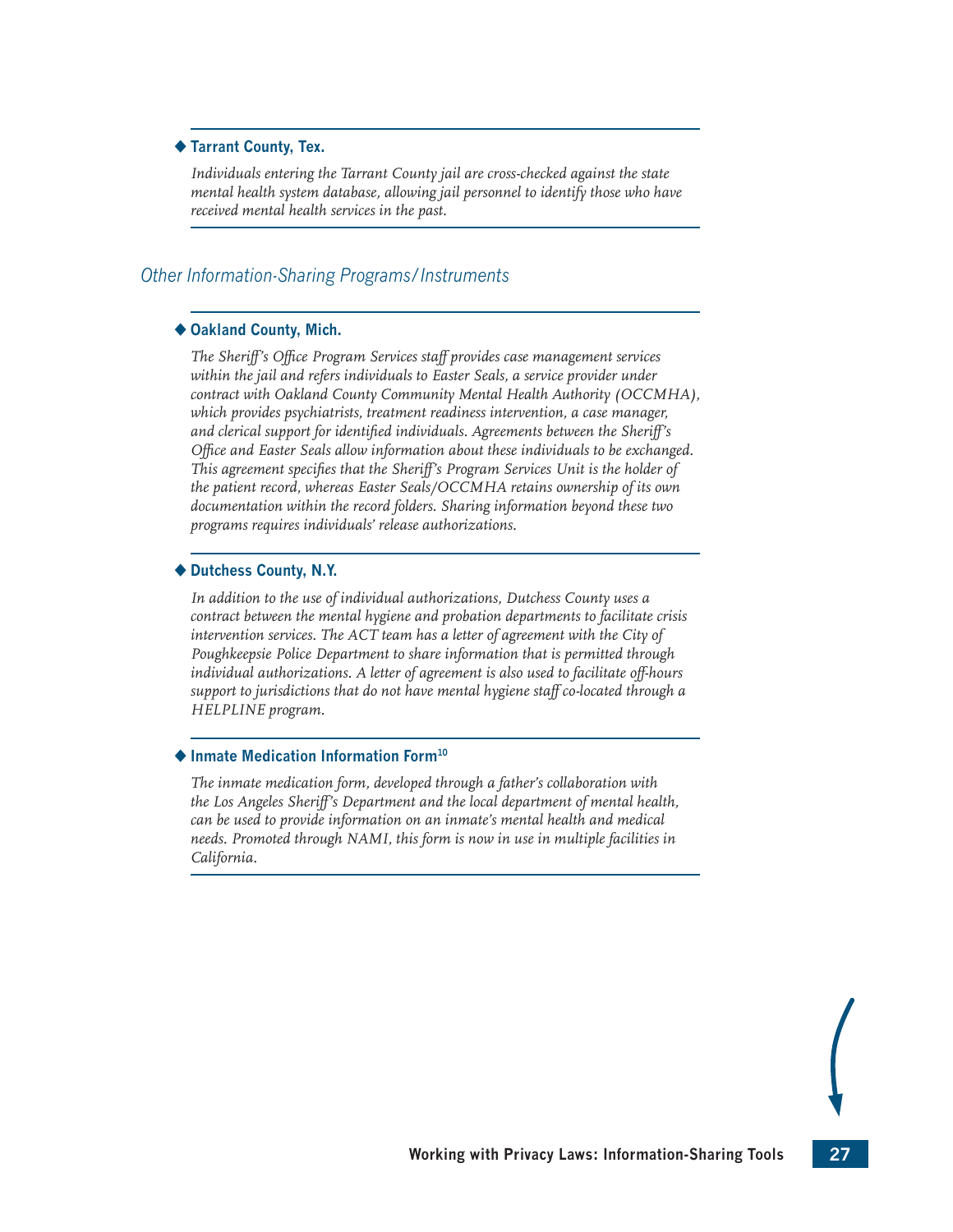### ◆ Tarrant County, Tex.

*Individuals entering the Tarrant County jail are cross-checked against the state mental health system database, allowing jail personnel to identify those who have received mental health services in the past.*

## *Other Information-Sharing Programs/Instruments*

### ◆ Oakland County, Mich.

*The Sheriff's Office Program Services staff provides case management services within the jail and refers individuals to Easter Seals, a service provider under contract with Oakland County Community Mental Health Authority (OCCMHA), which provides psychiatrists, treatment readiness intervention, a case manager, and clerical support for identified individuals. Agreements between the Sheriff's Office and Easter Seals allow information about these individuals to be exchanged. This agreement specifies that the Sheriff's Program Services Unit is the holder of the patient record, whereas Easter Seals/OCCMHA retains ownership of its own documentation within the record folders. Sharing information beyond these two programs requires individuals' release authorizations.*

### ◆ Dutchess County, N.Y.

*In addition to the use of individual authorizations, Dutchess County uses a contract between the mental hygiene and probation departments to facilitate crisis intervention services. The ACT team has a letter of agreement with the City of Poughkeepsie Police Department to share information that is permitted through individual authorizations. A letter of agreement is also used to facilitate off-hours support to jurisdictions that do not have mental hygiene staff co-located through a HELPLINE program.*

### ◆ Inmate Medication Information Form[10]

*The inmate medication form, developed through a father's collaboration with the Los Angeles Sheriff's Department and the local department of mental health, can be used to provide information on an inmate's mental health and medical needs. Promoted through NAMI, this form is now in use in multiple facilities in California.*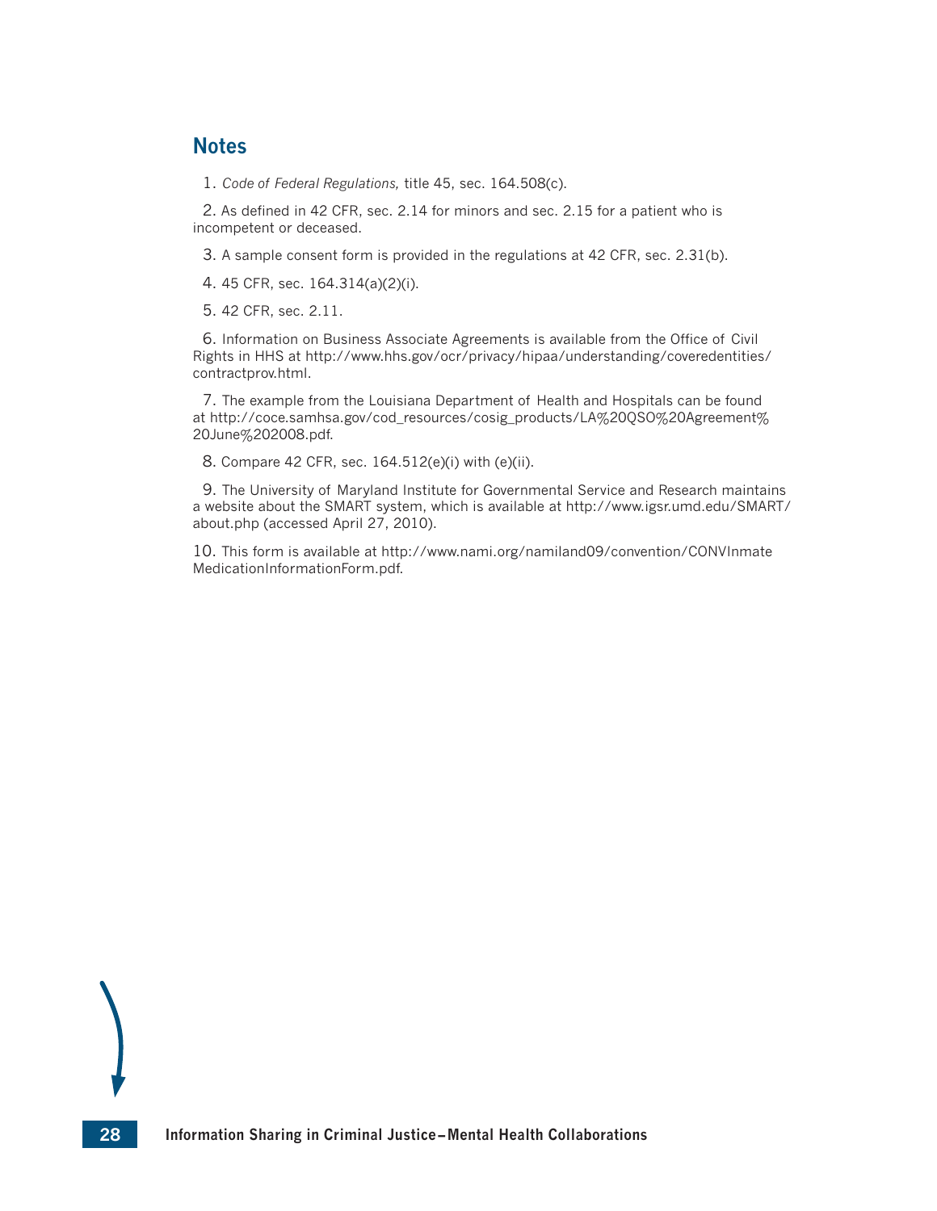## Notes

1. *Code of Federal Regulations,* title 45, sec. 164.508(c).

2. As defined in 42 CFR, sec. 2.14 for minors and sec. 2.15 for a patient who is incompetent or deceased.

3. A sample consent form is provided in the regulations at 42 CFR, sec. 2.31(b).

4. 45 CFR, sec. 164.314(a)(2)(i).

5. 42 CFR, sec. 2.11.

6. Information on Business Associate Agreements is available from the Office of Civil Rights in HHS at http://www.hhs.gov/ocr/privacy/hipaa/understanding/coveredentities/contractprov.html.

7. The example from the Louisiana Department of Health and Hospitals can be found at http://coce.samhsa.gov/cod_resources/cosig_products/LA%20QSO%20Agreement%20June%202008.pdf.

8. Compare 42 CFR, sec. 164.512(e)(i) with (e)(ii).

9. The University of Maryland Institute for Governmental Service and Research maintains a website about the SMART system, which is available at http://www.igsr.umd.edu/SMART/about.php (accessed April 27, 2010).

10. This form is available at http://www.nami.org/namiland09/convention/CONVInmateMedicationInformationForm.pdf.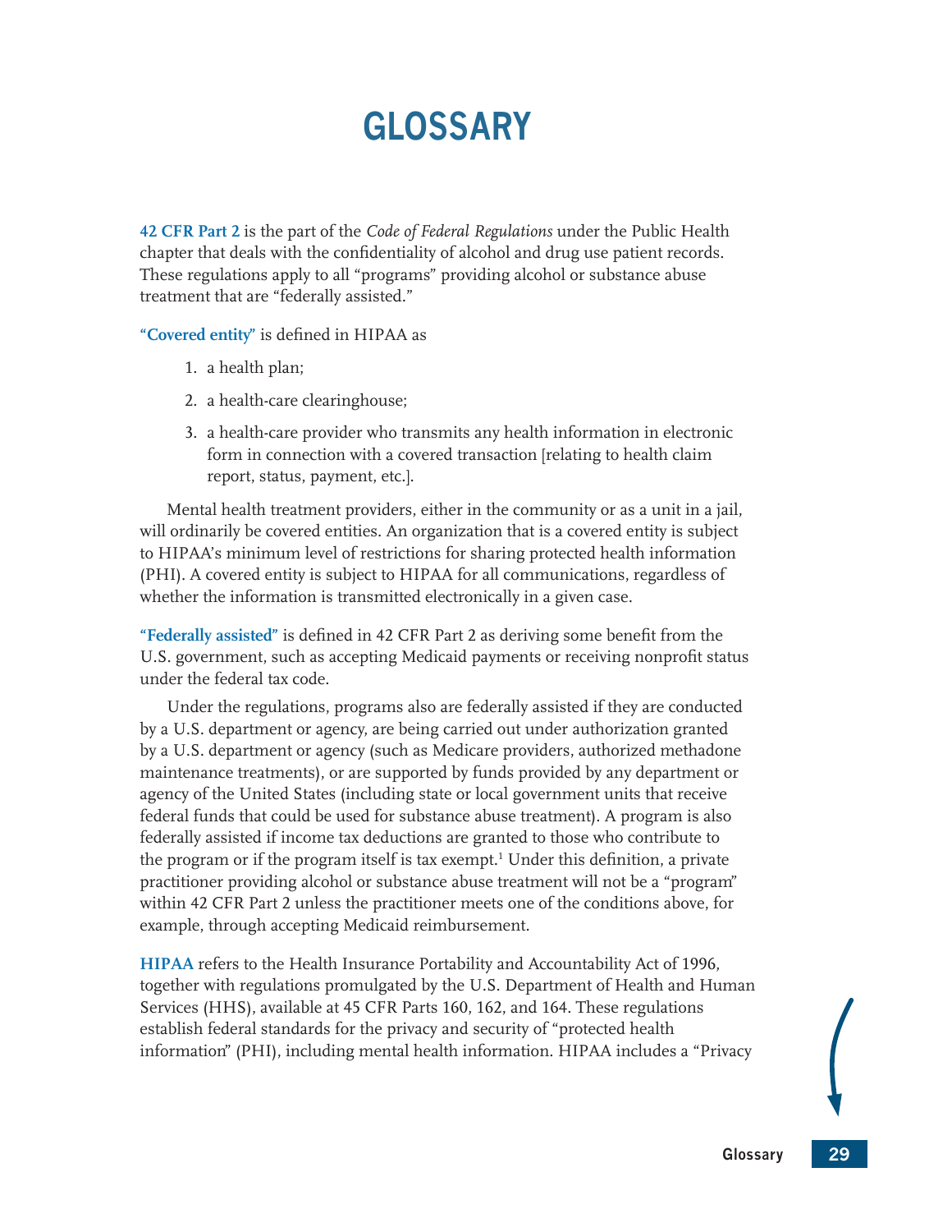# GLOSSARY

**42 CFR Part 2** is the part of the *Code of Federal Regulations* under the Public Health chapter that deals with the confidentiality of alcohol and drug use patient records. These regulations apply to all "programs" providing alcohol or substance abuse treatment that are "federally assisted."

**"Covered entity"** is defined in HIPAA as

1. a health plan;
2. a health-care clearinghouse;
3. a health-care provider who transmits any health information in electronic form in connection with a covered transaction [relating to health claim report, status, payment, etc.].

Mental health treatment providers, either in the community or as a unit in a jail, will ordinarily be covered entities. An organization that is a covered entity is subject to HIPAA's minimum level of restrictions for sharing protected health information (PHI). A covered entity is subject to HIPAA for all communications, regardless of whether the information is transmitted electronically in a given case.

**"Federally assisted"** is defined in 42 CFR Part 2 as deriving some benefit from the U.S. government, such as accepting Medicaid payments or receiving nonprofit status under the federal tax code.

Under the regulations, programs also are federally assisted if they are conducted by a U.S. department or agency, are being carried out under authorization granted by a U.S. department or agency (such as Medicare providers, authorized methadone maintenance treatments), or are supported by funds provided by any department or agency of the United States (including state or local government units that receive federal funds that could be used for substance abuse treatment). A program is also federally assisted if income tax deductions are granted to those who contribute to the program or if the program itself is tax exempt.[1] Under this definition, a private practitioner providing alcohol or substance abuse treatment will not be a "program" within 42 CFR Part 2 unless the practitioner meets one of the conditions above, for example, through accepting Medicaid reimbursement.

**HIPAA** refers to the Health Insurance Portability and Accountability Act of 1996, together with regulations promulgated by the U.S. Department of Health and Human Services (HHS), available at 45 CFR Parts 160, 162, and 164. These regulations establish federal standards for the privacy and security of "protected health information" (PHI), including mental health information. HIPAA includes a "Privacy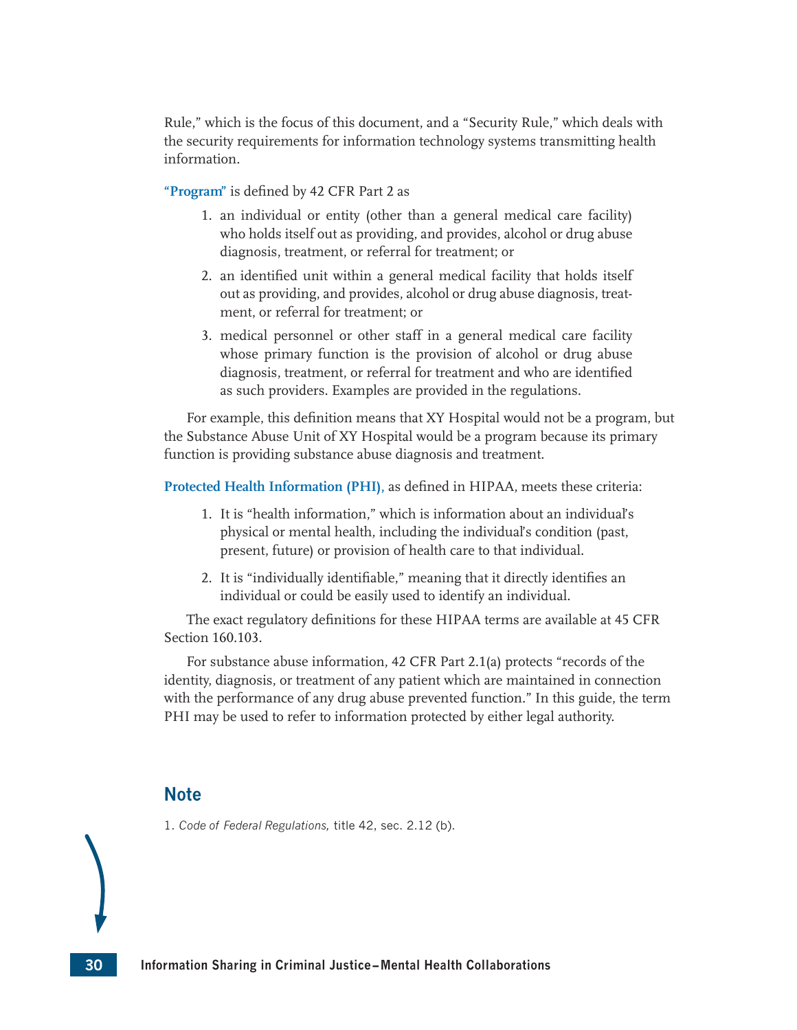Rule," which is the focus of this document, and a "Security Rule," which deals with the security requirements for information technology systems transmitting health information.

**"Program"** is defined by 42 CFR Part 2 as

1. an individual or entity (other than a general medical care facility) who holds itself out as providing, and provides, alcohol or drug abuse diagnosis, treatment, or referral for treatment; or
2. an identified unit within a general medical facility that holds itself out as providing, and provides, alcohol or drug abuse diagnosis, treatment, or referral for treatment; or
3. medical personnel or other staff in a general medical care facility whose primary function is the provision of alcohol or drug abuse diagnosis, treatment, or referral for treatment and who are identified as such providers. Examples are provided in the regulations.

For example, this definition means that XY Hospital would not be a program, but the Substance Abuse Unit of XY Hospital would be a program because its primary function is providing substance abuse diagnosis and treatment.

**Protected Health Information (PHI),** as defined in HIPAA, meets these criteria:

1. It is "health information," which is information about an individual's physical or mental health, including the individual's condition (past, present, future) or provision of health care to that individual.
2. It is "individually identifiable," meaning that it directly identifies an individual or could be easily used to identify an individual.

The exact regulatory definitions for these HIPAA terms are available at 45 CFR Section 160.103.

For substance abuse information, 42 CFR Part 2.1(a) protects "records of the identity, diagnosis, or treatment of any patient which are maintained in connection with the performance of any drug abuse prevented function." In this guide, the term PHI may be used to refer to information protected by either legal authority.

## Note

1. *Code of Federal Regulations,* title 42, sec. 2.12 (b).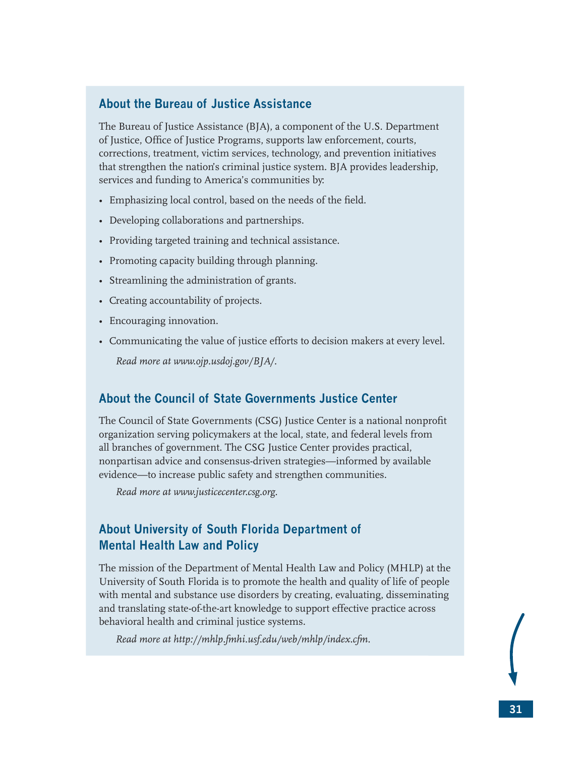## About the Bureau of Justice Assistance

The Bureau of Justice Assistance (BJA), a component of the U.S. Department of Justice, Office of Justice Programs, supports law enforcement, courts, corrections, treatment, victim services, technology, and prevention initiatives that strengthen the nation's criminal justice system. BJA provides leadership, services and funding to America's communities by:

- Emphasizing local control, based on the needs of the field.
- Developing collaborations and partnerships.
- Providing targeted training and technical assistance.
- Promoting capacity building through planning.
- Streamlining the administration of grants.
- Creating accountability of projects.
- Encouraging innovation.
- Communicating the value of justice efforts to decision makers at every level.

*Read more at www.ojp.usdoj.gov/BJA/.*

## About the Council of State Governments Justice Center

The Council of State Governments (CSG) Justice Center is a national nonprofit organization serving policymakers at the local, state, and federal levels from all branches of government. The CSG Justice Center provides practical, nonpartisan advice and consensus-driven strategies—informed by available evidence—to increase public safety and strengthen communities.

*Read more at www.justicecenter.csg.org.*

## About University of South Florida Department of Mental Health Law and Policy

The mission of the Department of Mental Health Law and Policy (MHLP) at the University of South Florida is to promote the health and quality of life of people with mental and substance use disorders by creating, evaluating, disseminating and translating state-of-the-art knowledge to support effective practice across behavioral health and criminal justice systems.

*Read more at http://mhlp.fmhi.usf.edu/web/mhlp/index.cfm.*